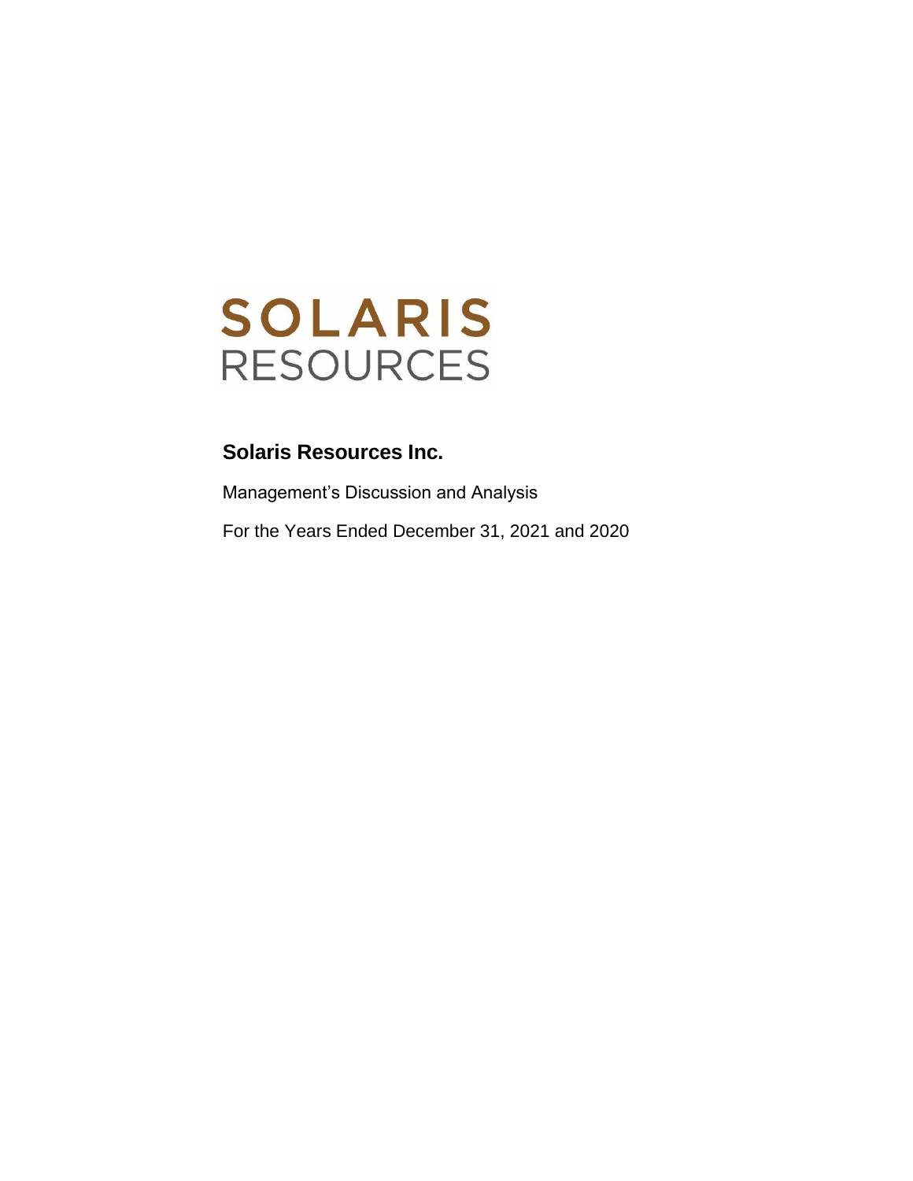SOLARIS
RESOURCES

# Solaris Resources Inc.

Management's Discussion and Analysis

For the Years Ended December 31, 2021 and 2020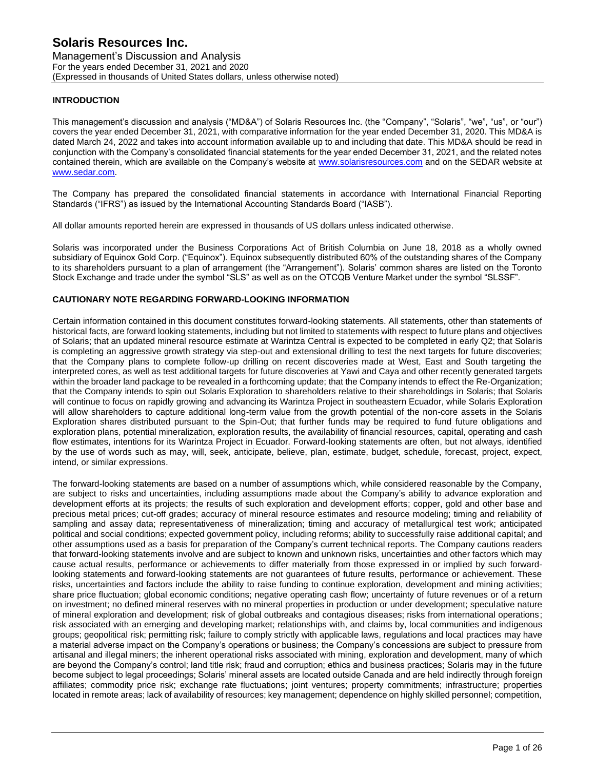## INTRODUCTION

This management's discussion and analysis ("MD&A") of Solaris Resources Inc. (the "Company", "Solaris", "we", "us", or "our") covers the year ended December 31, 2021, with comparative information for the year ended December 31, 2020. This MD&A is dated March 24, 2022 and takes into account information available up to and including that date. This MD&A should be read in conjunction with the Company's consolidated financial statements for the year ended December 31, 2021, and the related notes contained therein, which are available on the Company's website at www.solarisresources.com and on the SEDAR website at www.sedar.com.

The Company has prepared the consolidated financial statements in accordance with International Financial Reporting Standards ("IFRS") as issued by the International Accounting Standards Board ("IASB").

All dollar amounts reported herein are expressed in thousands of US dollars unless indicated otherwise.

Solaris was incorporated under the Business Corporations Act of British Columbia on June 18, 2018 as a wholly owned subsidiary of Equinox Gold Corp. ("Equinox"). Equinox subsequently distributed 60% of the outstanding shares of the Company to its shareholders pursuant to a plan of arrangement (the "Arrangement"). Solaris' common shares are listed on the Toronto Stock Exchange and trade under the symbol "SLS" as well as on the OTCQB Venture Market under the symbol "SLSSF".

## CAUTIONARY NOTE REGARDING FORWARD-LOOKING INFORMATION

Certain information contained in this document constitutes forward-looking statements. All statements, other than statements of historical facts, are forward looking statements, including but not limited to statements with respect to future plans and objectives of Solaris; that an updated mineral resource estimate at Warintza Central is expected to be completed in early Q2; that Solaris is completing an aggressive growth strategy via step-out and extensional drilling to test the next targets for future discoveries; that the Company plans to complete follow-up drilling on recent discoveries made at West, East and South targeting the interpreted cores, as well as test additional targets for future discoveries at Yawi and Caya and other recently generated targets within the broader land package to be revealed in a forthcoming update; that the Company intends to effect the Re-Organization; that the Company intends to spin out Solaris Exploration to shareholders relative to their shareholdings in Solaris; that Solaris will continue to focus on rapidly growing and advancing its Warintza Project in southeastern Ecuador, while Solaris Exploration will allow shareholders to capture additional long-term value from the growth potential of the non-core assets in the Solaris Exploration shares distributed pursuant to the Spin-Out; that further funds may be required to fund future obligations and exploration plans, potential mineralization, exploration results, the availability of financial resources, capital, operating and cash flow estimates, intentions for its Warintza Project in Ecuador. Forward-looking statements are often, but not always, identified by the use of words such as may, will, seek, anticipate, believe, plan, estimate, budget, schedule, forecast, project, expect, intend, or similar expressions.

The forward-looking statements are based on a number of assumptions which, while considered reasonable by the Company, are subject to risks and uncertainties, including assumptions made about the Company's ability to advance exploration and development efforts at its projects; the results of such exploration and development efforts; copper, gold and other base and precious metal prices; cut-off grades; accuracy of mineral resource estimates and resource modeling; timing and reliability of sampling and assay data; representativeness of mineralization; timing and accuracy of metallurgical test work; anticipated political and social conditions; expected government policy, including reforms; ability to successfully raise additional capital; and other assumptions used as a basis for preparation of the Company's current technical reports. The Company cautions readers that forward-looking statements involve and are subject to known and unknown risks, uncertainties and other factors which may cause actual results, performance or achievements to differ materially from those expressed in or implied by such forward-looking statements and forward-looking statements are not guarantees of future results, performance or achievement. These risks, uncertainties and factors include the ability to raise funding to continue exploration, development and mining activities; share price fluctuation; global economic conditions; negative operating cash flow; uncertainty of future revenues or of a return on investment; no defined mineral reserves with no mineral properties in production or under development; speculative nature of mineral exploration and development; risk of global outbreaks and contagious diseases; risks from international operations; risk associated with an emerging and developing market; relationships with, and claims by, local communities and indigenous groups; geopolitical risk; permitting risk; failure to comply strictly with applicable laws, regulations and local practices may have a material adverse impact on the Company's operations or business; the Company's concessions are subject to pressure from artisanal and illegal miners; the inherent operational risks associated with mining, exploration and development, many of which are beyond the Company's control; land title risk; fraud and corruption; ethics and business practices; Solaris may in the future become subject to legal proceedings; Solaris' mineral assets are located outside Canada and are held indirectly through foreign affiliates; commodity price risk; exchange rate fluctuations; joint ventures; property commitments; infrastructure; properties located in remote areas; lack of availability of resources; key management; dependence on highly skilled personnel; competition,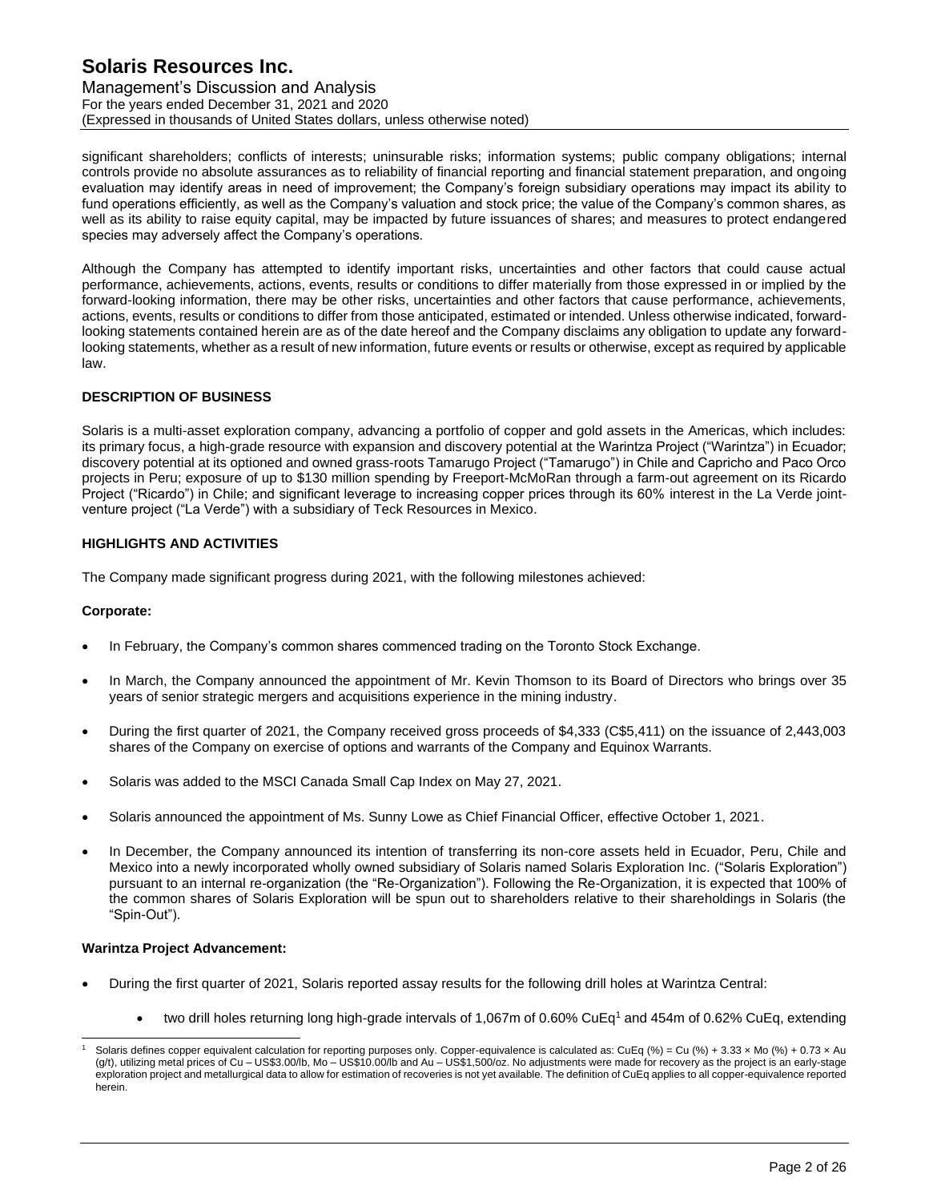significant shareholders; conflicts of interests; uninsurable risks; information systems; public company obligations; internal controls provide no absolute assurances as to reliability of financial reporting and financial statement preparation, and ongoing evaluation may identify areas in need of improvement; the Company's foreign subsidiary operations may impact its ability to fund operations efficiently, as well as the Company's valuation and stock price; the value of the Company's common shares, as well as its ability to raise equity capital, may be impacted by future issuances of shares; and measures to protect endangered species may adversely affect the Company's operations.

Although the Company has attempted to identify important risks, uncertainties and other factors that could cause actual performance, achievements, actions, events, results or conditions to differ materially from those expressed in or implied by the forward-looking information, there may be other risks, uncertainties and other factors that cause performance, achievements, actions, events, results or conditions to differ from those anticipated, estimated or intended. Unless otherwise indicated, forward-looking statements contained herein are as of the date hereof and the Company disclaims any obligation to update any forward-looking statements, whether as a result of new information, future events or results or otherwise, except as required by applicable law.

## DESCRIPTION OF BUSINESS

Solaris is a multi-asset exploration company, advancing a portfolio of copper and gold assets in the Americas, which includes: its primary focus, a high-grade resource with expansion and discovery potential at the Warintza Project ("Warintza") in Ecuador; discovery potential at its optioned and owned grass-roots Tamarugo Project ("Tamarugo") in Chile and Capricho and Paco Orco projects in Peru; exposure of up to $130 million spending by Freeport-McMoRan through a farm-out agreement on its Ricardo Project ("Ricardo") in Chile; and significant leverage to increasing copper prices through its 60% interest in the La Verde joint-venture project ("La Verde") with a subsidiary of Teck Resources in Mexico.

## HIGHLIGHTS AND ACTIVITIES

The Company made significant progress during 2021, with the following milestones achieved:

**Corporate:**

- In February, the Company's common shares commenced trading on the Toronto Stock Exchange.
- In March, the Company announced the appointment of Mr. Kevin Thomson to its Board of Directors who brings over 35 years of senior strategic mergers and acquisitions experience in the mining industry.
- During the first quarter of 2021, the Company received gross proceeds of $4,333 (C$5,411) on the issuance of 2,443,003 shares of the Company on exercise of options and warrants of the Company and Equinox Warrants.
- Solaris was added to the MSCI Canada Small Cap Index on May 27, 2021.
- Solaris announced the appointment of Ms. Sunny Lowe as Chief Financial Officer, effective October 1, 2021.
- In December, the Company announced its intention of transferring its non-core assets held in Ecuador, Peru, Chile and Mexico into a newly incorporated wholly owned subsidiary of Solaris named Solaris Exploration Inc. ("Solaris Exploration") pursuant to an internal re-organization (the "Re-Organization"). Following the Re-Organization, it is expected that 100% of the common shares of Solaris Exploration will be spun out to shareholders relative to their shareholdings in Solaris (the "Spin-Out").

**Warintza Project Advancement:**

- During the first quarter of 2021, Solaris reported assay results for the following drill holes at Warintza Central:
  - two drill holes returning long high-grade intervals of 1,067m of 0.60% CuEq[1] and 454m of 0.62% CuEq, extending

---

[1] Solaris defines copper equivalent calculation for reporting purposes only. Copper-equivalence is calculated as: CuEq (%) = Cu (%) + 3.33 × Mo (%) + 0.73 × Au (g/t), utilizing metal prices of Cu – US$3.00/lb, Mo – US$10.00/lb and Au – US$1,500/oz. No adjustments were made for recovery as the project is an early-stage exploration project and metallurgical data to allow for estimation of recoveries is not yet available. The definition of CuEq applies to all copper-equivalence reported herein.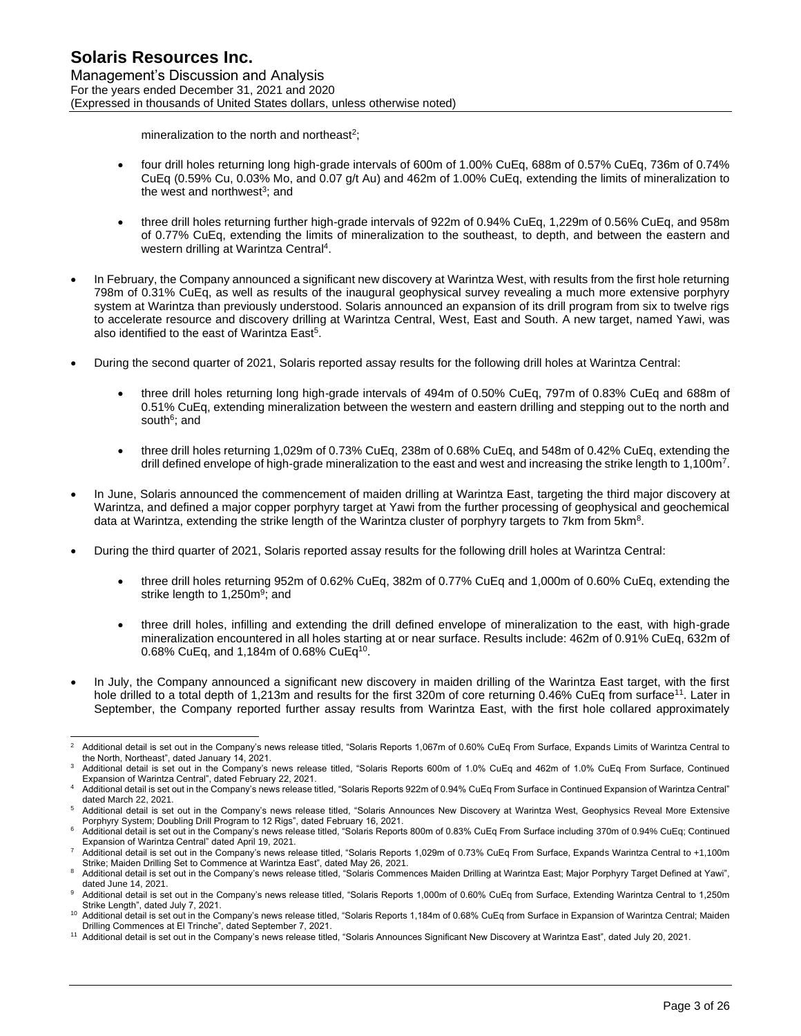mineralization to the north and northeast[2];

- four drill holes returning long high-grade intervals of 600m of 1.00% CuEq, 688m of 0.57% CuEq, 736m of 0.74% CuEq (0.59% Cu, 0.03% Mo, and 0.07 g/t Au) and 462m of 1.00% CuEq, extending the limits of mineralization to the west and northwest[3]; and
- three drill holes returning further high-grade intervals of 922m of 0.94% CuEq, 1,229m of 0.56% CuEq, and 958m of 0.77% CuEq, extending the limits of mineralization to the southeast, to depth, and between the eastern and western drilling at Warintza Central[4].

- In February, the Company announced a significant new discovery at Warintza West, with results from the first hole returning 798m of 0.31% CuEq, as well as results of the inaugural geophysical survey revealing a much more extensive porphyry system at Warintza than previously understood. Solaris announced an expansion of its drill program from six to twelve rigs to accelerate resource and discovery drilling at Warintza Central, West, East and South. A new target, named Yawi, was also identified to the east of Warintza East[5].
- During the second quarter of 2021, Solaris reported assay results for the following drill holes at Warintza Central:
  - three drill holes returning long high-grade intervals of 494m of 0.50% CuEq, 797m of 0.83% CuEq and 688m of 0.51% CuEq, extending mineralization between the western and eastern drilling and stepping out to the north and south[6]; and
  - three drill holes returning 1,029m of 0.73% CuEq, 238m of 0.68% CuEq, and 548m of 0.42% CuEq, extending the drill defined envelope of high-grade mineralization to the east and west and increasing the strike length to 1,100m[7].
- In June, Solaris announced the commencement of maiden drilling at Warintza East, targeting the third major discovery at Warintza, and defined a major copper porphyry target at Yawi from the further processing of geophysical and geochemical data at Warintza, extending the strike length of the Warintza cluster of porphyry targets to 7km from 5km[8].
- During the third quarter of 2021, Solaris reported assay results for the following drill holes at Warintza Central:
  - three drill holes returning 952m of 0.62% CuEq, 382m of 0.77% CuEq and 1,000m of 0.60% CuEq, extending the strike length to 1,250m[9]; and
  - three drill holes, infilling and extending the drill defined envelope of mineralization to the east, with high-grade mineralization encountered in all holes starting at or near surface. Results include: 462m of 0.91% CuEq, 632m of 0.68% CuEq, and 1,184m of 0.68% CuEq[10].
- In July, the Company announced a significant new discovery in maiden drilling of the Warintza East target, with the first hole drilled to a total depth of 1,213m and results for the first 320m of core returning 0.46% CuEq from surface[11]. Later in September, the Company reported further assay results from Warintza East, with the first hole collared approximately

---

[2] Additional detail is set out in the Company's news release titled, "Solaris Reports 1,067m of 0.60% CuEq From Surface, Expands Limits of Warintza Central to the North, Northeast", dated January 14, 2021.

[3] Additional detail is set out in the Company's news release titled, "Solaris Reports 600m of 1.0% CuEq and 462m of 1.0% CuEq From Surface, Continued Expansion of Warintza Central", dated February 22, 2021.

[4] Additional detail is set out in the Company's news release titled, "Solaris Reports 922m of 0.94% CuEq From Surface in Continued Expansion of Warintza Central" dated March 22, 2021.

[5] Additional detail is set out in the Company's news release titled, "Solaris Announces New Discovery at Warintza West, Geophysics Reveal More Extensive Porphyry System; Doubling Drill Program to 12 Rigs", dated February 16, 2021.

[6] Additional detail is set out in the Company's news release titled, "Solaris Reports 800m of 0.83% CuEq From Surface including 370m of 0.94% CuEq; Continued Expansion of Warintza Central" dated April 19, 2021.

[7] Additional detail is set out in the Company's news release titled, "Solaris Reports 1,029m of 0.73% CuEq From Surface, Expands Warintza Central to +1,100m Strike; Maiden Drilling Set to Commence at Warintza East", dated May 26, 2021.

[8] Additional detail is set out in the Company's news release titled, "Solaris Commences Maiden Drilling at Warintza East; Major Porphyry Target Defined at Yawi", dated June 14, 2021.

[9] Additional detail is set out in the Company's news release titled, "Solaris Reports 1,000m of 0.60% CuEq from Surface, Extending Warintza Central to 1,250m Strike Length", dated July 7, 2021.

[10] Additional detail is set out in the Company's news release titled, "Solaris Reports 1,184m of 0.68% CuEq from Surface in Expansion of Warintza Central; Maiden Drilling Commences at El Trinche", dated September 7, 2021.

[11] Additional detail is set out in the Company's news release titled, "Solaris Announces Significant New Discovery at Warintza East", dated July 20, 2021.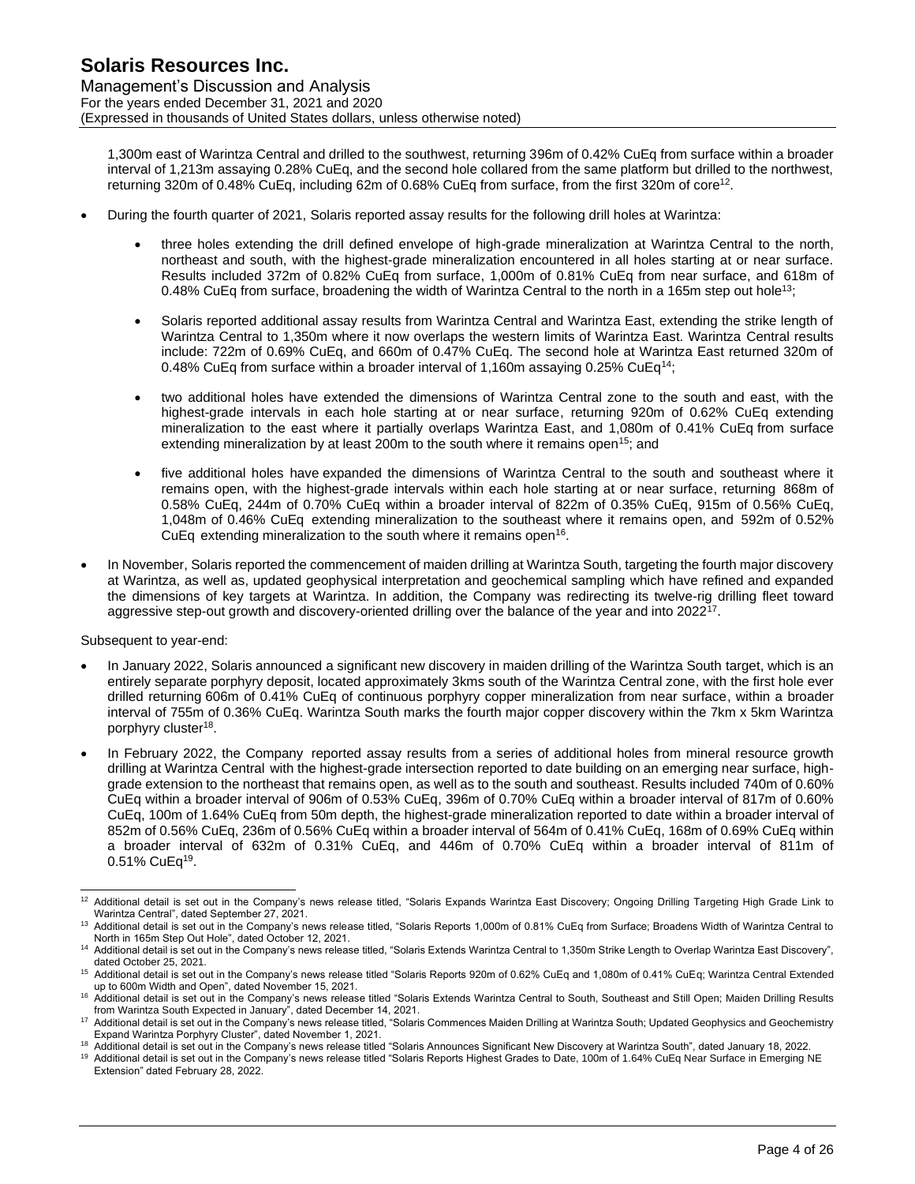1,300m east of Warintza Central and drilled to the southwest, returning 396m of 0.42% CuEq from surface within a broader interval of 1,213m assaying 0.28% CuEq, and the second hole collared from the same platform but drilled to the northwest, returning 320m of 0.48% CuEq, including 62m of 0.68% CuEq from surface, from the first 320m of core[12].

- During the fourth quarter of 2021, Solaris reported assay results for the following drill holes at Warintza:
  - three holes extending the drill defined envelope of high-grade mineralization at Warintza Central to the north, northeast and south, with the highest-grade mineralization encountered in all holes starting at or near surface. Results included 372m of 0.82% CuEq from surface, 1,000m of 0.81% CuEq from near surface, and 618m of 0.48% CuEq from surface, broadening the width of Warintza Central to the north in a 165m step out hole[13];
  - Solaris reported additional assay results from Warintza Central and Warintza East, extending the strike length of Warintza Central to 1,350m where it now overlaps the western limits of Warintza East. Warintza Central results include: 722m of 0.69% CuEq, and 660m of 0.47% CuEq. The second hole at Warintza East returned 320m of 0.48% CuEq from surface within a broader interval of 1,160m assaying 0.25% CuEq[14];
  - two additional holes have extended the dimensions of Warintza Central zone to the south and east, with the highest-grade intervals in each hole starting at or near surface, returning 920m of 0.62% CuEq extending mineralization to the east where it partially overlaps Warintza East, and 1,080m of 0.41% CuEq from surface extending mineralization by at least 200m to the south where it remains open[15]; and
  - five additional holes have expanded the dimensions of Warintza Central to the south and southeast where it remains open, with the highest-grade intervals within each hole starting at or near surface, returning 868m of 0.58% CuEq, 244m of 0.70% CuEq within a broader interval of 822m of 0.35% CuEq, 915m of 0.56% CuEq, 1,048m of 0.46% CuEq extending mineralization to the southeast where it remains open, and 592m of 0.52% CuEq extending mineralization to the south where it remains open[16].
- In November, Solaris reported the commencement of maiden drilling at Warintza South, targeting the fourth major discovery at Warintza, as well as, updated geophysical interpretation and geochemical sampling which have refined and expanded the dimensions of key targets at Warintza. In addition, the Company was redirecting its twelve-rig drilling fleet toward aggressive step-out growth and discovery-oriented drilling over the balance of the year and into 2022[17].

Subsequent to year-end:

- In January 2022, Solaris announced a significant new discovery in maiden drilling of the Warintza South target, which is an entirely separate porphyry deposit, located approximately 3kms south of the Warintza Central zone, with the first hole ever drilled returning 606m of 0.41% CuEq of continuous porphyry copper mineralization from near surface, within a broader interval of 755m of 0.36% CuEq. Warintza South marks the fourth major copper discovery within the 7km x 5km Warintza porphyry cluster[18].
- In February 2022, the Company reported assay results from a series of additional holes from mineral resource growth drilling at Warintza Central with the highest-grade intersection reported to date building on an emerging near surface, high-grade extension to the northeast that remains open, as well as to the south and southeast. Results included 740m of 0.60% CuEq within a broader interval of 906m of 0.53% CuEq, 396m of 0.70% CuEq within a broader interval of 817m of 0.60% CuEq, 100m of 1.64% CuEq from 50m depth, the highest-grade mineralization reported to date within a broader interval of 852m of 0.56% CuEq, 236m of 0.56% CuEq within a broader interval of 564m of 0.41% CuEq, 168m of 0.69% CuEq within a broader interval of 632m of 0.31% CuEq, and 446m of 0.70% CuEq within a broader interval of 811m of 0.51% CuEq[19].

---

[12] Additional detail is set out in the Company's news release titled, "Solaris Expands Warintza East Discovery; Ongoing Drilling Targeting High Grade Link to Warintza Central", dated September 27, 2021.

[13] Additional detail is set out in the Company's news release titled, "Solaris Reports 1,000m of 0.81% CuEq from Surface; Broadens Width of Warintza Central to North in 165m Step Out Hole", dated October 12, 2021.

[14] Additional detail is set out in the Company's news release titled, "Solaris Extends Warintza Central to 1,350m Strike Length to Overlap Warintza East Discovery", dated October 25, 2021.

[15] Additional detail is set out in the Company's news release titled "Solaris Reports 920m of 0.62% CuEq and 1,080m of 0.41% CuEq; Warintza Central Extended up to 600m Width and Open", dated November 15, 2021.

[16] Additional detail is set out in the Company's news release titled "Solaris Extends Warintza Central to South, Southeast and Still Open; Maiden Drilling Results from Warintza South Expected in January", dated December 14, 2021.

[17] Additional detail is set out in the Company's news release titled, "Solaris Commences Maiden Drilling at Warintza South; Updated Geophysics and Geochemistry Expand Warintza Porphyry Cluster", dated November 1, 2021.

[18] Additional detail is set out in the Company's news release titled "Solaris Announces Significant New Discovery at Warintza South", dated January 18, 2022.

[19] Additional detail is set out in the Company's news release titled "Solaris Reports Highest Grades to Date, 100m of 1.64% CuEq Near Surface in Emerging NE Extension" dated February 28, 2022.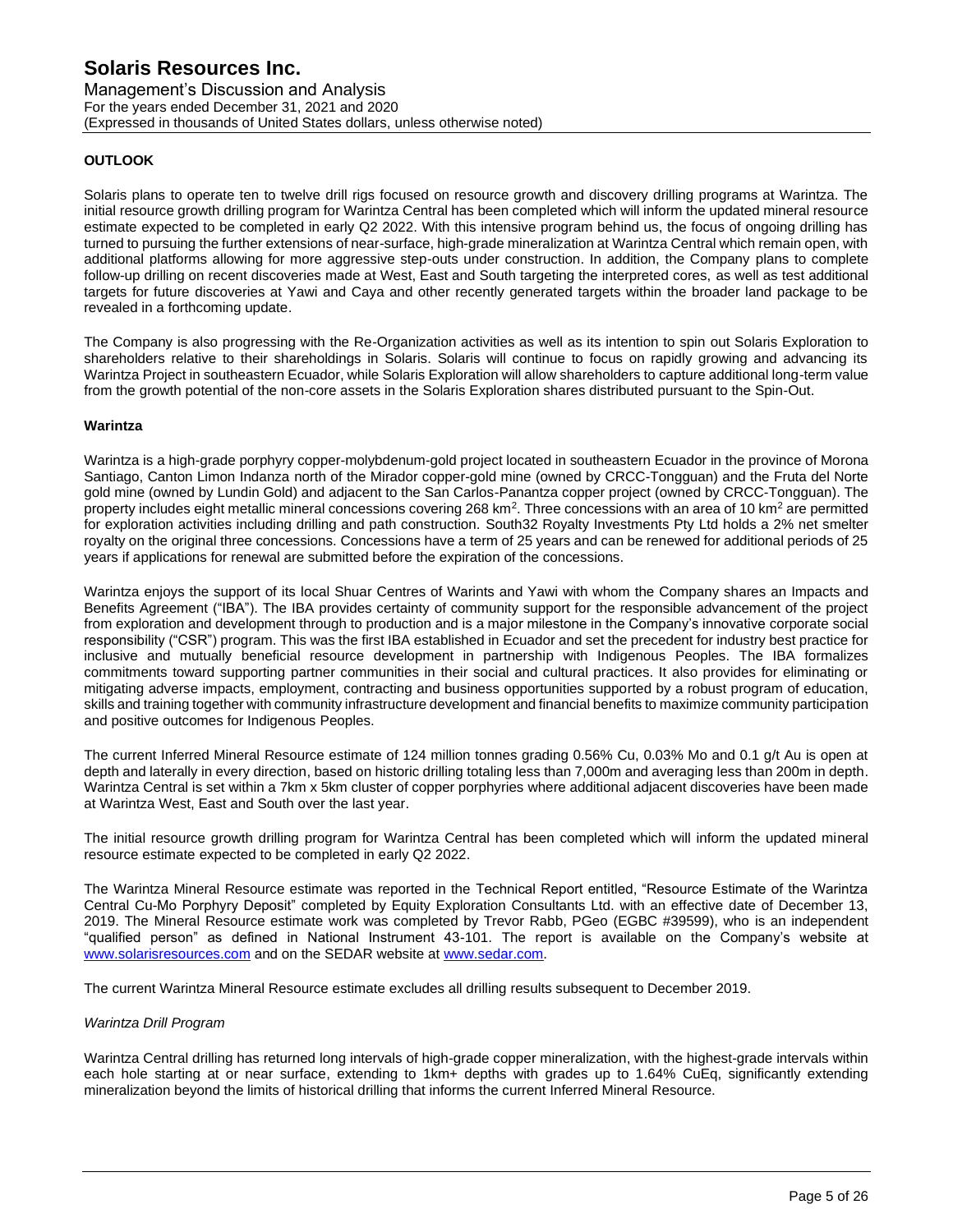## OUTLOOK

Solaris plans to operate ten to twelve drill rigs focused on resource growth and discovery drilling programs at Warintza. The initial resource growth drilling program for Warintza Central has been completed which will inform the updated mineral resource estimate expected to be completed in early Q2 2022. With this intensive program behind us, the focus of ongoing drilling has turned to pursuing the further extensions of near-surface, high-grade mineralization at Warintza Central which remain open, with additional platforms allowing for more aggressive step-outs under construction. In addition, the Company plans to complete follow-up drilling on recent discoveries made at West, East and South targeting the interpreted cores, as well as test additional targets for future discoveries at Yawi and Caya and other recently generated targets within the broader land package to be revealed in a forthcoming update.

The Company is also progressing with the Re-Organization activities as well as its intention to spin out Solaris Exploration to shareholders relative to their shareholdings in Solaris. Solaris will continue to focus on rapidly growing and advancing its Warintza Project in southeastern Ecuador, while Solaris Exploration will allow shareholders to capture additional long-term value from the growth potential of the non-core assets in the Solaris Exploration shares distributed pursuant to the Spin-Out.

### Warintza

Warintza is a high-grade porphyry copper-molybdenum-gold project located in southeastern Ecuador in the province of Morona Santiago, Canton Limon Indanza north of the Mirador copper-gold mine (owned by CRCC-Tongguan) and the Fruta del Norte gold mine (owned by Lundin Gold) and adjacent to the San Carlos-Panantza copper project (owned by CRCC-Tongguan). The property includes eight metallic mineral concessions covering 268 $km^2$. Three concessions with an area of 10 $km^2$ are permitted for exploration activities including drilling and path construction. South32 Royalty Investments Pty Ltd holds a 2% net smelter royalty on the original three concessions. Concessions have a term of 25 years and can be renewed for additional periods of 25 years if applications for renewal are submitted before the expiration of the concessions.

Warintza enjoys the support of its local Shuar Centres of Warints and Yawi with whom the Company shares an Impacts and Benefits Agreement ("IBA"). The IBA provides certainty of community support for the responsible advancement of the project from exploration and development through to production and is a major milestone in the Company's innovative corporate social responsibility ("CSR") program. This was the first IBA established in Ecuador and set the precedent for industry best practice for inclusive and mutually beneficial resource development in partnership with Indigenous Peoples. The IBA formalizes commitments toward supporting partner communities in their social and cultural practices. It also provides for eliminating or mitigating adverse impacts, employment, contracting and business opportunities supported by a robust program of education, skills and training together with community infrastructure development and financial benefits to maximize community participation and positive outcomes for Indigenous Peoples.

The current Inferred Mineral Resource estimate of 124 million tonnes grading 0.56% Cu, 0.03% Mo and 0.1 g/t Au is open at depth and laterally in every direction, based on historic drilling totaling less than 7,000m and averaging less than 200m in depth. Warintza Central is set within a 7km x 5km cluster of copper porphyries where additional adjacent discoveries have been made at Warintza West, East and South over the last year.

The initial resource growth drilling program for Warintza Central has been completed which will inform the updated mineral resource estimate expected to be completed in early Q2 2022.

The Warintza Mineral Resource estimate was reported in the Technical Report entitled, "Resource Estimate of the Warintza Central Cu-Mo Porphyry Deposit" completed by Equity Exploration Consultants Ltd. with an effective date of December 13, 2019. The Mineral Resource estimate work was completed by Trevor Rabb, PGeo (EGBC #39599), who is an independent "qualified person" as defined in National Instrument 43-101. The report is available on the Company's website at www.solarisresources.com and on the SEDAR website at www.sedar.com.

The current Warintza Mineral Resource estimate excludes all drilling results subsequent to December 2019.

*Warintza Drill Program*

Warintza Central drilling has returned long intervals of high-grade copper mineralization, with the highest-grade intervals within each hole starting at or near surface, extending to 1km+ depths with grades up to 1.64% CuEq, significantly extending mineralization beyond the limits of historical drilling that informs the current Inferred Mineral Resource.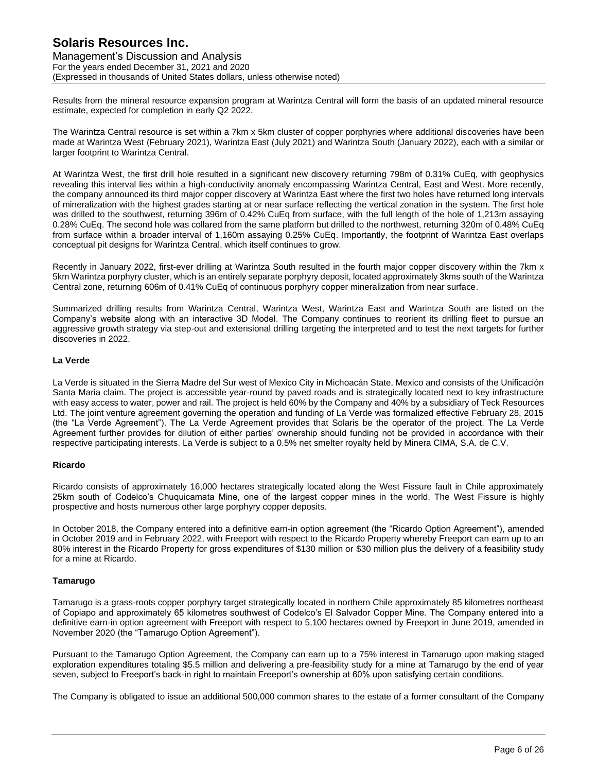Results from the mineral resource expansion program at Warintza Central will form the basis of an updated mineral resource estimate, expected for completion in early Q2 2022.

The Warintza Central resource is set within a 7km x 5km cluster of copper porphyries where additional discoveries have been made at Warintza West (February 2021), Warintza East (July 2021) and Warintza South (January 2022), each with a similar or larger footprint to Warintza Central.

At Warintza West, the first drill hole resulted in a significant new discovery returning 798m of 0.31% CuEq, with geophysics revealing this interval lies within a high-conductivity anomaly encompassing Warintza Central, East and West. More recently, the company announced its third major copper discovery at Warintza East where the first two holes have returned long intervals of mineralization with the highest grades starting at or near surface reflecting the vertical zonation in the system. The first hole was drilled to the southwest, returning 396m of 0.42% CuEq from surface, with the full length of the hole of 1,213m assaying 0.28% CuEq. The second hole was collared from the same platform but drilled to the northwest, returning 320m of 0.48% CuEq from surface within a broader interval of 1,160m assaying 0.25% CuEq. Importantly, the footprint of Warintza East overlaps conceptual pit designs for Warintza Central, which itself continues to grow.

Recently in January 2022, first-ever drilling at Warintza South resulted in the fourth major copper discovery within the 7km x 5km Warintza porphyry cluster, which is an entirely separate porphyry deposit, located approximately 3kms south of the Warintza Central zone, returning 606m of 0.41% CuEq of continuous porphyry copper mineralization from near surface.

Summarized drilling results from Warintza Central, Warintza West, Warintza East and Warintza South are listed on the Company's website along with an interactive 3D Model. The Company continues to reorient its drilling fleet to pursue an aggressive growth strategy via step-out and extensional drilling targeting the interpreted and to test the next targets for further discoveries in 2022.

**La Verde**

La Verde is situated in the Sierra Madre del Sur west of Mexico City in Michoacán State, Mexico and consists of the Unificación Santa Maria claim. The project is accessible year-round by paved roads and is strategically located next to key infrastructure with easy access to water, power and rail. The project is held 60% by the Company and 40% by a subsidiary of Teck Resources Ltd. The joint venture agreement governing the operation and funding of La Verde was formalized effective February 28, 2015 (the "La Verde Agreement"). The La Verde Agreement provides that Solaris be the operator of the project. The La Verde Agreement further provides for dilution of either parties' ownership should funding not be provided in accordance with their respective participating interests. La Verde is subject to a 0.5% net smelter royalty held by Minera CIMA, S.A. de C.V.

**Ricardo**

Ricardo consists of approximately 16,000 hectares strategically located along the West Fissure fault in Chile approximately 25km south of Codelco's Chuquicamata Mine, one of the largest copper mines in the world. The West Fissure is highly prospective and hosts numerous other large porphyry copper deposits.

In October 2018, the Company entered into a definitive earn-in option agreement (the "Ricardo Option Agreement"), amended in October 2019 and in February 2022, with Freeport with respect to the Ricardo Property whereby Freeport can earn up to an 80% interest in the Ricardo Property for gross expenditures of $130 million or $30 million plus the delivery of a feasibility study for a mine at Ricardo.

**Tamarugo**

Tamarugo is a grass-roots copper porphyry target strategically located in northern Chile approximately 85 kilometres northeast of Copiapo and approximately 65 kilometres southwest of Codelco's El Salvador Copper Mine. The Company entered into a definitive earn-in option agreement with Freeport with respect to 5,100 hectares owned by Freeport in June 2019, amended in November 2020 (the "Tamarugo Option Agreement").

Pursuant to the Tamarugo Option Agreement, the Company can earn up to a 75% interest in Tamarugo upon making staged exploration expenditures totaling $5.5 million and delivering a pre-feasibility study for a mine at Tamarugo by the end of year seven, subject to Freeport's back-in right to maintain Freeport's ownership at 60% upon satisfying certain conditions.

The Company is obligated to issue an additional 500,000 common shares to the estate of a former consultant of the Company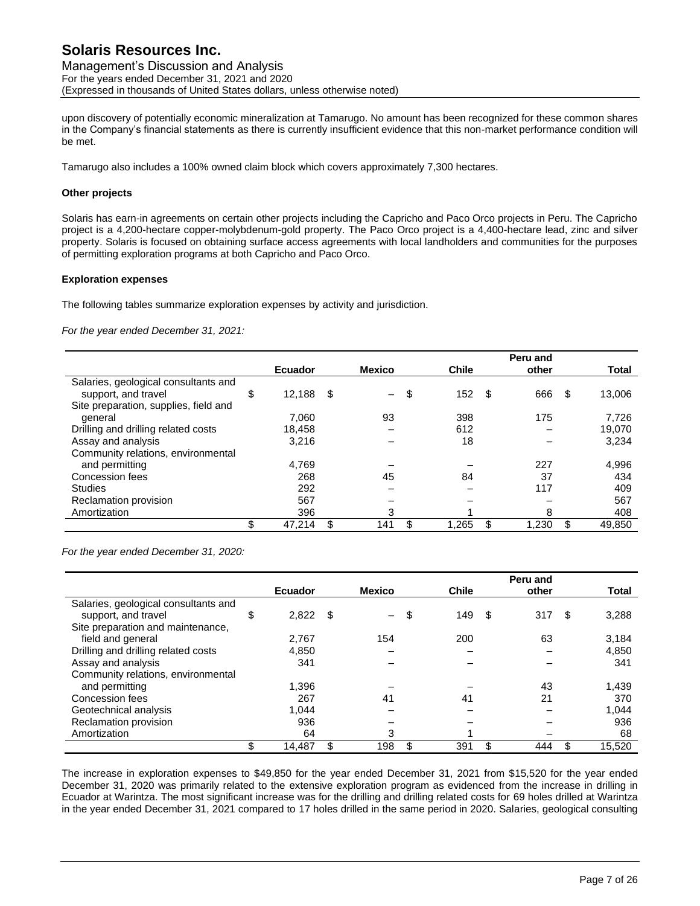upon discovery of potentially economic mineralization at Tamarugo. No amount has been recognized for these common shares in the Company's financial statements as there is currently insufficient evidence that this non-market performance condition will be met.

Tamarugo also includes a 100% owned claim block which covers approximately 7,300 hectares.

**Other projects**

Solaris has earn-in agreements on certain other projects including the Capricho and Paco Orco projects in Peru. The Capricho project is a 4,200-hectare copper-molybdenum-gold property. The Paco Orco project is a 4,400-hectare lead, zinc and silver property. Solaris is focused on obtaining surface access agreements with local landholders and communities for the purposes of permitting exploration programs at both Capricho and Paco Orco.

**Exploration expenses**

The following tables summarize exploration expenses by activity and jurisdiction.

*For the year ended December 31, 2021:*

| | Ecuador | Mexico | Chile | Peru and other | Total |
|---|---|---|---|---|---|
| Salaries, geological consultants and support, and travel | $ 12,188 | $ – | $ 152 | $ 666 | $ 13,006 |
| Site preparation, supplies, field and general | 7,060 | 93 | 398 | 175 | 7,726 |
| Drilling and drilling related costs | 18,458 | – | 612 | – | 19,070 |
| Assay and analysis | 3,216 | – | 18 | – | 3,234 |
| Community relations, environmental and permitting | 4,769 | – | – | 227 | 4,996 |
| Concession fees | 268 | 45 | 84 | 37 | 434 |
| Studies | 292 | – | – | 117 | 409 |
| Reclamation provision | 567 | – | – | – | 567 |
| Amortization | 396 | 3 | 1 | 8 | 408 |
| | $ 47,214 | $ 141 | $ 1,265 | $ 1,230 | $ 49,850 |

*For the year ended December 31, 2020:*

| | Ecuador | Mexico | Chile | Peru and other | Total |
|---|---|---|---|---|---|
| Salaries, geological consultants and support, and travel | $ 2,822 | $ – | $ 149 | $ 317 | $ 3,288 |
| Site preparation and maintenance, field and general | 2,767 | 154 | 200 | 63 | 3,184 |
| Drilling and drilling related costs | 4,850 | – | – | – | 4,850 |
| Assay and analysis | 341 | – | – | – | 341 |
| Community relations, environmental and permitting | 1,396 | – | – | 43 | 1,439 |
| Concession fees | 267 | 41 | 41 | 21 | 370 |
| Geotechnical analysis | 1,044 | – | – | – | 1,044 |
| Reclamation provision | 936 | – | – | – | 936 |
| Amortization | 64 | 3 | 1 | – | 68 |
| | $ 14,487 | $ 198 | $ 391 | $ 444 | $ 15,520 |

The increase in exploration expenses to $49,850 for the year ended December 31, 2021 from $15,520 for the year ended December 31, 2020 was primarily related to the extensive exploration program as evidenced from the increase in drilling in Ecuador at Warintza. The most significant increase was for the drilling and drilling related costs for 69 holes drilled at Warintza in the year ended December 31, 2021 compared to 17 holes drilled in the same period in 2020. Salaries, geological consulting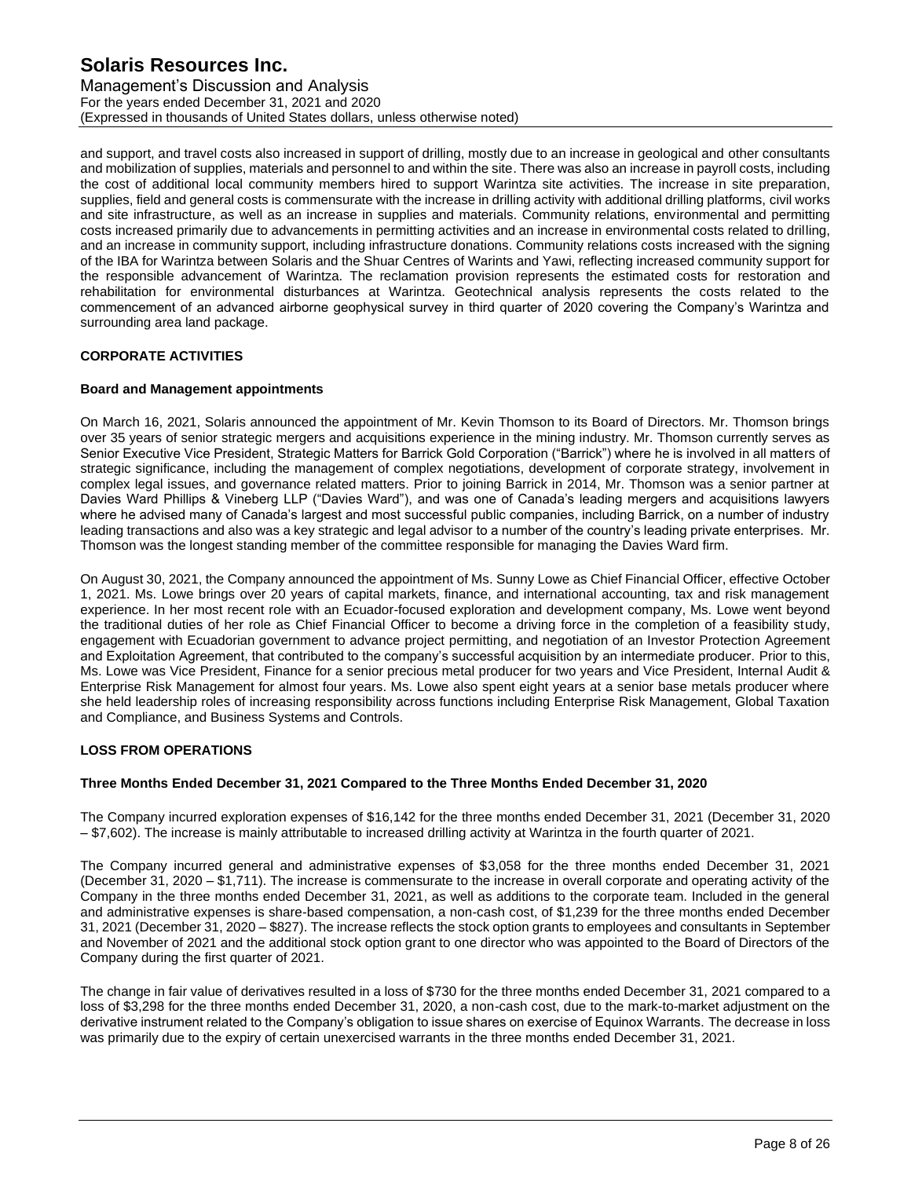and support, and travel costs also increased in support of drilling, mostly due to an increase in geological and other consultants and mobilization of supplies, materials and personnel to and within the site. There was also an increase in payroll costs, including the cost of additional local community members hired to support Warintza site activities. The increase in site preparation, supplies, field and general costs is commensurate with the increase in drilling activity with additional drilling platforms, civil works and site infrastructure, as well as an increase in supplies and materials. Community relations, environmental and permitting costs increased primarily due to advancements in permitting activities and an increase in environmental costs related to drilling, and an increase in community support, including infrastructure donations. Community relations costs increased with the signing of the IBA for Warintza between Solaris and the Shuar Centres of Warints and Yawi, reflecting increased community support for the responsible advancement of Warintza. The reclamation provision represents the estimated costs for restoration and rehabilitation for environmental disturbances at Warintza. Geotechnical analysis represents the costs related to the commencement of an advanced airborne geophysical survey in third quarter of 2020 covering the Company's Warintza and surrounding area land package.

## CORPORATE ACTIVITIES

### Board and Management appointments

On March 16, 2021, Solaris announced the appointment of Mr. Kevin Thomson to its Board of Directors. Mr. Thomson brings over 35 years of senior strategic mergers and acquisitions experience in the mining industry. Mr. Thomson currently serves as Senior Executive Vice President, Strategic Matters for Barrick Gold Corporation ("Barrick") where he is involved in all matters of strategic significance, including the management of complex negotiations, development of corporate strategy, involvement in complex legal issues, and governance related matters. Prior to joining Barrick in 2014, Mr. Thomson was a senior partner at Davies Ward Phillips & Vineberg LLP ("Davies Ward"), and was one of Canada's leading mergers and acquisitions lawyers where he advised many of Canada's largest and most successful public companies, including Barrick, on a number of industry leading transactions and also was a key strategic and legal advisor to a number of the country's leading private enterprises. Mr. Thomson was the longest standing member of the committee responsible for managing the Davies Ward firm.

On August 30, 2021, the Company announced the appointment of Ms. Sunny Lowe as Chief Financial Officer, effective October 1, 2021. Ms. Lowe brings over 20 years of capital markets, finance, and international accounting, tax and risk management experience. In her most recent role with an Ecuador-focused exploration and development company, Ms. Lowe went beyond the traditional duties of her role as Chief Financial Officer to become a driving force in the completion of a feasibility study, engagement with Ecuadorian government to advance project permitting, and negotiation of an Investor Protection Agreement and Exploitation Agreement, that contributed to the company's successful acquisition by an intermediate producer. Prior to this, Ms. Lowe was Vice President, Finance for a senior precious metal producer for two years and Vice President, Internal Audit & Enterprise Risk Management for almost four years. Ms. Lowe also spent eight years at a senior base metals producer where she held leadership roles of increasing responsibility across functions including Enterprise Risk Management, Global Taxation and Compliance, and Business Systems and Controls.

## LOSS FROM OPERATIONS

### Three Months Ended December 31, 2021 Compared to the Three Months Ended December 31, 2020

The Company incurred exploration expenses of $16,142 for the three months ended December 31, 2021 (December 31, 2020 – $7,602). The increase is mainly attributable to increased drilling activity at Warintza in the fourth quarter of 2021.

The Company incurred general and administrative expenses of $3,058 for the three months ended December 31, 2021 (December 31, 2020 – $1,711). The increase is commensurate to the increase in overall corporate and operating activity of the Company in the three months ended December 31, 2021, as well as additions to the corporate team. Included in the general and administrative expenses is share-based compensation, a non-cash cost, of $1,239 for the three months ended December 31, 2021 (December 31, 2020 – $827). The increase reflects the stock option grants to employees and consultants in September and November of 2021 and the additional stock option grant to one director who was appointed to the Board of Directors of the Company during the first quarter of 2021.

The change in fair value of derivatives resulted in a loss of $730 for the three months ended December 31, 2021 compared to a loss of $3,298 for the three months ended December 31, 2020, a non-cash cost, due to the mark-to-market adjustment on the derivative instrument related to the Company's obligation to issue shares on exercise of Equinox Warrants. The decrease in loss was primarily due to the expiry of certain unexercised warrants in the three months ended December 31, 2021.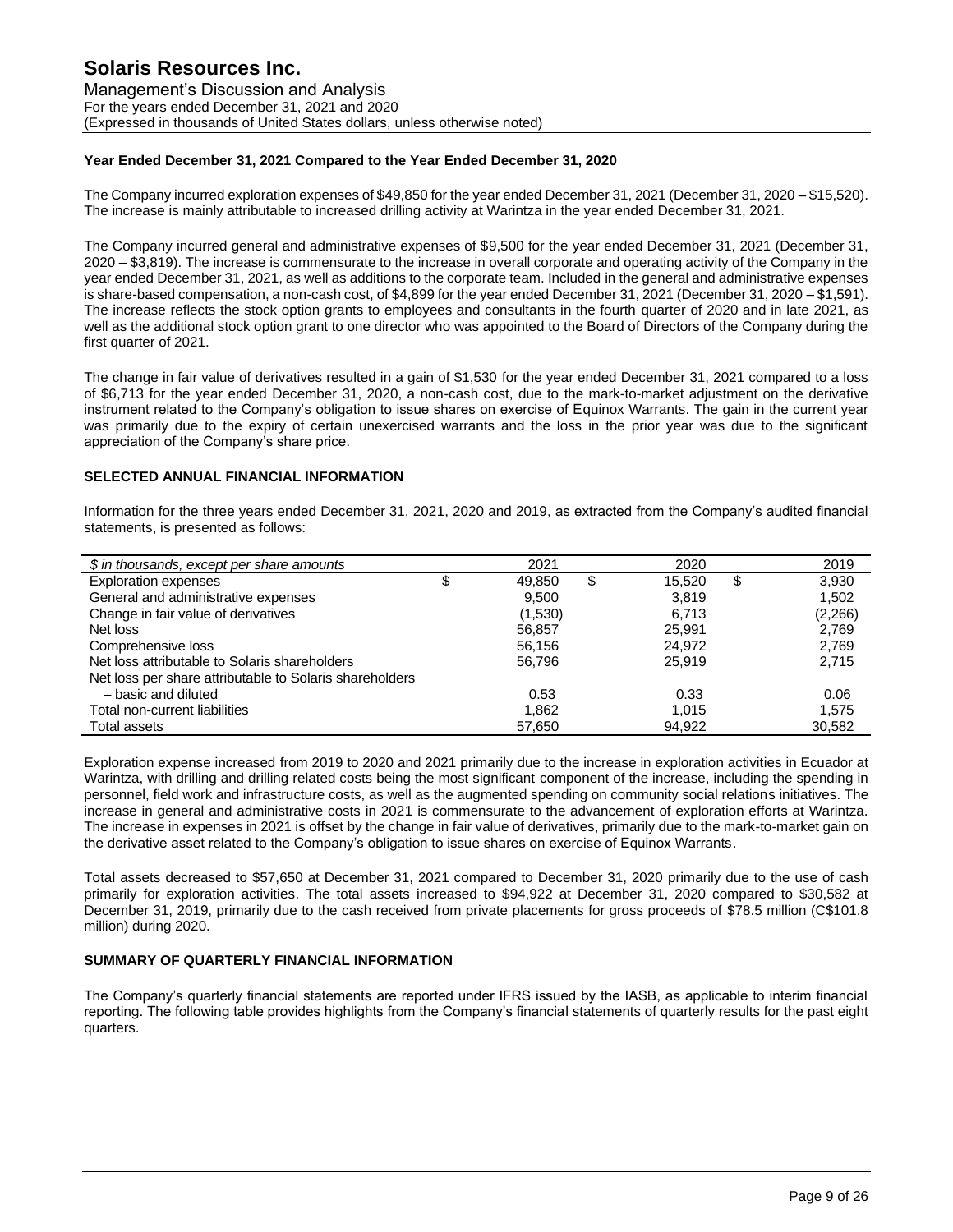### Year Ended December 31, 2021 Compared to the Year Ended December 31, 2020

The Company incurred exploration expenses of $49,850 for the year ended December 31, 2021 (December 31, 2020 – $15,520). The increase is mainly attributable to increased drilling activity at Warintza in the year ended December 31, 2021.

The Company incurred general and administrative expenses of $9,500 for the year ended December 31, 2021 (December 31, 2020 – $3,819). The increase is commensurate to the increase in overall corporate and operating activity of the Company in the year ended December 31, 2021, as well as additions to the corporate team. Included in the general and administrative expenses is share-based compensation, a non-cash cost, of $4,899 for the year ended December 31, 2021 (December 31, 2020 – $1,591). The increase reflects the stock option grants to employees and consultants in the fourth quarter of 2020 and in late 2021, as well as the additional stock option grant to one director who was appointed to the Board of Directors of the Company during the first quarter of 2021.

The change in fair value of derivatives resulted in a gain of $1,530 for the year ended December 31, 2021 compared to a loss of $6,713 for the year ended December 31, 2020, a non-cash cost, due to the mark-to-market adjustment on the derivative instrument related to the Company's obligation to issue shares on exercise of Equinox Warrants. The gain in the current year was primarily due to the expiry of certain unexercised warrants and the loss in the prior year was due to the significant appreciation of the Company's share price.

## SELECTED ANNUAL FINANCIAL INFORMATION

Information for the three years ended December 31, 2021, 2020 and 2019, as extracted from the Company's audited financial statements, is presented as follows:

| *$ in thousands, except per share amounts* | 2021 | 2020 | 2019 |
|---|---|---|---|
| Exploration expenses | $ 49,850 | $ 15,520 | $ 3,930 |
| General and administrative expenses | 9,500 | 3,819 | 1,502 |
| Change in fair value of derivatives | (1,530) | 6,713 | (2,266) |
| Net loss | 56,857 | 25,991 | 2,769 |
| Comprehensive loss | 56,156 | 24,972 | 2,769 |
| Net loss attributable to Solaris shareholders | 56,796 | 25,919 | 2,715 |
| Net loss per share attributable to Solaris shareholders | | | |
| – basic and diluted | 0.53 | 0.33 | 0.06 |
| Total non-current liabilities | 1,862 | 1,015 | 1,575 |
| Total assets | 57,650 | 94,922 | 30,582 |

Exploration expense increased from 2019 to 2020 and 2021 primarily due to the increase in exploration activities in Ecuador at Warintza, with drilling and drilling related costs being the most significant component of the increase, including the spending in personnel, field work and infrastructure costs, as well as the augmented spending on community social relations initiatives. The increase in general and administrative costs in 2021 is commensurate to the advancement of exploration efforts at Warintza. The increase in expenses in 2021 is offset by the change in fair value of derivatives, primarily due to the mark-to-market gain on the derivative asset related to the Company's obligation to issue shares on exercise of Equinox Warrants.

Total assets decreased to $57,650 at December 31, 2021 compared to December 31, 2020 primarily due to the use of cash primarily for exploration activities. The total assets increased to $94,922 at December 31, 2020 compared to $30,582 at December 31, 2019, primarily due to the cash received from private placements for gross proceeds of $78.5 million (C$101.8 million) during 2020.

## SUMMARY OF QUARTERLY FINANCIAL INFORMATION

The Company's quarterly financial statements are reported under IFRS issued by the IASB, as applicable to interim financial reporting. The following table provides highlights from the Company's financial statements of quarterly results for the past eight quarters.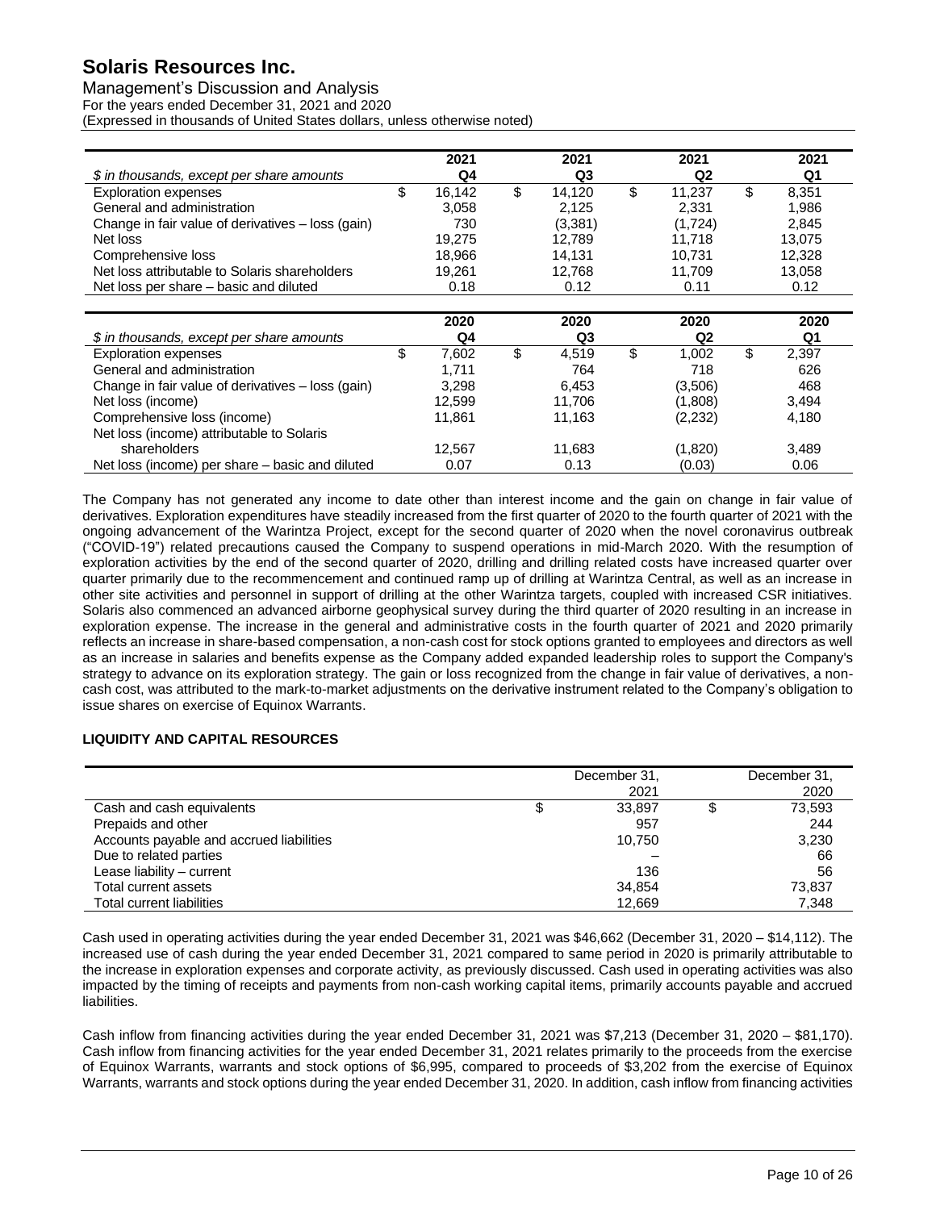| $ in thousands, except per share amounts | 2021 Q4 | 2021 Q3 | 2021 Q2 | 2021 Q1 |
|---|---|---|---|---|
| Exploration expenses | $ 16,142 | $ 14,120 | $ 11,237 | $ 8,351 |
| General and administration | 3,058 | 2,125 | 2,331 | 1,986 |
| Change in fair value of derivatives – loss (gain) | 730 | (3,381) | (1,724) | 2,845 |
| Net loss | 19,275 | 12,789 | 11,718 | 13,075 |
| Comprehensive loss | 18,966 | 14,131 | 10,731 | 12,328 |
| Net loss attributable to Solaris shareholders | 19,261 | 12,768 | 11,709 | 13,058 |
| Net loss per share – basic and diluted | 0.18 | 0.12 | 0.11 | 0.12 |

| $ in thousands, except per share amounts | 2020 Q4 | 2020 Q3 | 2020 Q2 | 2020 Q1 |
|---|---|---|---|---|
| Exploration expenses | $ 7,602 | $ 4,519 | $ 1,002 | $ 2,397 |
| General and administration | 1,711 | 764 | 718 | 626 |
| Change in fair value of derivatives – loss (gain) | 3,298 | 6,453 | (3,506) | 468 |
| Net loss (income) | 12,599 | 11,706 | (1,808) | 3,494 |
| Comprehensive loss (income) | 11,861 | 11,163 | (2,232) | 4,180 |
| Net loss (income) attributable to Solaris shareholders | 12,567 | 11,683 | (1,820) | 3,489 |
| Net loss (income) per share – basic and diluted | 0.07 | 0.13 | (0.03) | 0.06 |

The Company has not generated any income to date other than interest income and the gain on change in fair value of derivatives. Exploration expenditures have steadily increased from the first quarter of 2020 to the fourth quarter of 2021 with the ongoing advancement of the Warintza Project, except for the second quarter of 2020 when the novel coronavirus outbreak ("COVID-19") related precautions caused the Company to suspend operations in mid-March 2020. With the resumption of exploration activities by the end of the second quarter of 2020, drilling and drilling related costs have increased quarter over quarter primarily due to the recommencement and continued ramp up of drilling at Warintza Central, as well as an increase in other site activities and personnel in support of drilling at the other Warintza targets, coupled with increased CSR initiatives. Solaris also commenced an advanced airborne geophysical survey during the third quarter of 2020 resulting in an increase in exploration expense. The increase in the general and administrative costs in the fourth quarter of 2021 and 2020 primarily reflects an increase in share-based compensation, a non-cash cost for stock options granted to employees and directors as well as an increase in salaries and benefits expense as the Company added expanded leadership roles to support the Company's strategy to advance on its exploration strategy. The gain or loss recognized from the change in fair value of derivatives, a non-cash cost, was attributed to the mark-to-market adjustments on the derivative instrument related to the Company's obligation to issue shares on exercise of Equinox Warrants.

## LIQUIDITY AND CAPITAL RESOURCES

| | December 31, 2021 | December 31, 2020 |
|---|---|---|
| Cash and cash equivalents | $ 33,897 | $ 73,593 |
| Prepaids and other | 957 | 244 |
| Accounts payable and accrued liabilities | 10,750 | 3,230 |
| Due to related parties | – | 66 |
| Lease liability – current | 136 | 56 |
| Total current assets | 34,854 | 73,837 |
| Total current liabilities | 12,669 | 7,348 |

Cash used in operating activities during the year ended December 31, 2021 was $46,662 (December 31, 2020 – $14,112). The increased use of cash during the year ended December 31, 2021 compared to same period in 2020 is primarily attributable to the increase in exploration expenses and corporate activity, as previously discussed. Cash used in operating activities was also impacted by the timing of receipts and payments from non-cash working capital items, primarily accounts payable and accrued liabilities.

Cash inflow from financing activities during the year ended December 31, 2021 was $7,213 (December 31, 2020 – $81,170). Cash inflow from financing activities for the year ended December 31, 2021 relates primarily to the proceeds from the exercise of Equinox Warrants, warrants and stock options of $6,995, compared to proceeds of $3,202 from the exercise of Equinox Warrants, warrants and stock options during the year ended December 31, 2020. In addition, cash inflow from financing activities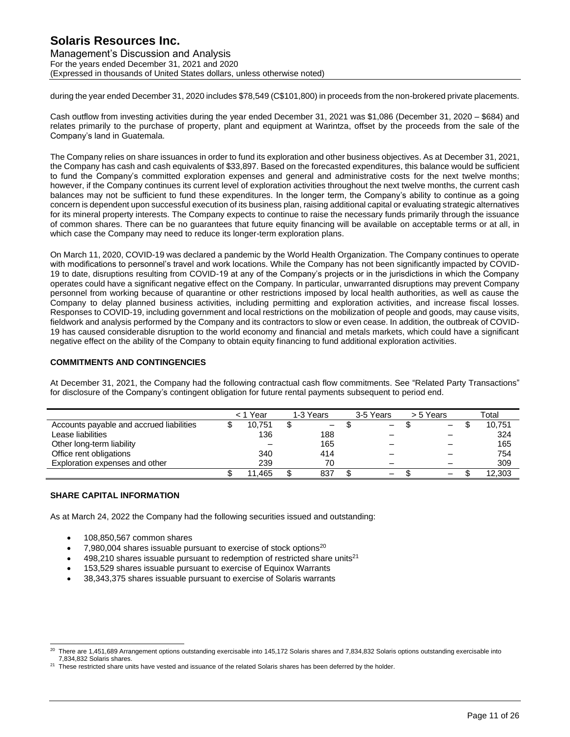during the year ended December 31, 2020 includes $78,549 (C$101,800) in proceeds from the non-brokered private placements.

Cash outflow from investing activities during the year ended December 31, 2021 was $1,086 (December 31, 2020 – $684) and relates primarily to the purchase of property, plant and equipment at Warintza, offset by the proceeds from the sale of the Company's land in Guatemala.

The Company relies on share issuances in order to fund its exploration and other business objectives. As at December 31, 2021, the Company has cash and cash equivalents of $33,897. Based on the forecasted expenditures, this balance would be sufficient to fund the Company's committed exploration expenses and general and administrative costs for the next twelve months; however, if the Company continues its current level of exploration activities throughout the next twelve months, the current cash balances may not be sufficient to fund these expenditures. In the longer term, the Company's ability to continue as a going concern is dependent upon successful execution of its business plan, raising additional capital or evaluating strategic alternatives for its mineral property interests. The Company expects to continue to raise the necessary funds primarily through the issuance of common shares. There can be no guarantees that future equity financing will be available on acceptable terms or at all, in which case the Company may need to reduce its longer-term exploration plans.

On March 11, 2020, COVID-19 was declared a pandemic by the World Health Organization. The Company continues to operate with modifications to personnel's travel and work locations. While the Company has not been significantly impacted by COVID-19 to date, disruptions resulting from COVID-19 at any of the Company's projects or in the jurisdictions in which the Company operates could have a significant negative effect on the Company. In particular, unwarranted disruptions may prevent Company personnel from working because of quarantine or other restrictions imposed by local health authorities, as well as cause the Company to delay planned business activities, including permitting and exploration activities, and increase fiscal losses. Responses to COVID-19, including government and local restrictions on the mobilization of people and goods, may cause visits, fieldwork and analysis performed by the Company and its contractors to slow or even cease. In addition, the outbreak of COVID-19 has caused considerable disruption to the world economy and financial and metals markets, which could have a significant negative effect on the ability of the Company to obtain equity financing to fund additional exploration activities.

## COMMITMENTS AND CONTINGENCIES

At December 31, 2021, the Company had the following contractual cash flow commitments. See "Related Party Transactions" for disclosure of the Company's contingent obligation for future rental payments subsequent to period end.

| | < 1 Year | 1-3 Years | 3-5 Years | > 5 Years | Total |
|---|---|---|---|---|---|
| Accounts payable and accrued liabilities | $ 10,751 | $ – | $ – | $ – | $ 10,751 |
| Lease liabilities | 136 | 188 | – | – | 324 |
| Other long-term liability | – | 165 | – | – | 165 |
| Office rent obligations | 340 | 414 | – | – | 754 |
| Exploration expenses and other | 239 | 70 | – | – | 309 |
| | $ 11,465 | $ 837 | $ – | $ – | $ 12,303 |

## SHARE CAPITAL INFORMATION

As at March 24, 2022 the Company had the following securities issued and outstanding:

- 108,850,567 common shares
- 7,980,004 shares issuable pursuant to exercise of stock options[20]
- 498,210 shares issuable pursuant to redemption of restricted share units[21]
- 153,529 shares issuable pursuant to exercise of Equinox Warrants
- 38,343,375 shares issuable pursuant to exercise of Solaris warrants

[20] There are 1,451,689 Arrangement options outstanding exercisable into 145,172 Solaris shares and 7,834,832 Solaris options outstanding exercisable into 7,834,832 Solaris shares.

[21] These restricted share units have vested and issuance of the related Solaris shares has been deferred by the holder.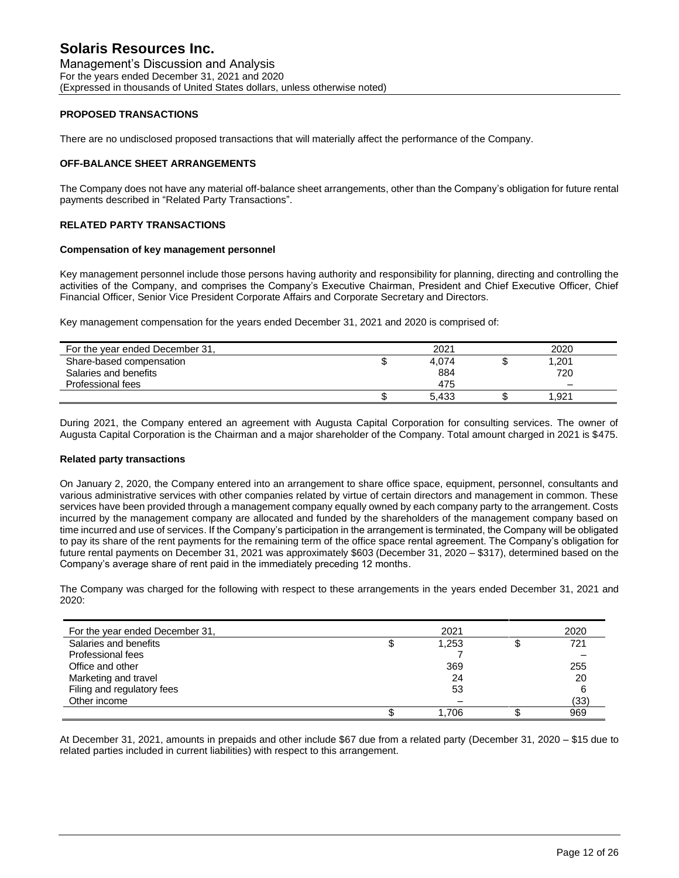## PROPOSED TRANSACTIONS

There are no undisclosed proposed transactions that will materially affect the performance of the Company.

## OFF-BALANCE SHEET ARRANGEMENTS

The Company does not have any material off-balance sheet arrangements, other than the Company's obligation for future rental payments described in "Related Party Transactions".

## RELATED PARTY TRANSACTIONS

### Compensation of key management personnel

Key management personnel include those persons having authority and responsibility for planning, directing and controlling the activities of the Company, and comprises the Company's Executive Chairman, President and Chief Executive Officer, Chief Financial Officer, Senior Vice President Corporate Affairs and Corporate Secretary and Directors.

Key management compensation for the years ended December 31, 2021 and 2020 is comprised of:

| For the year ended December 31, | 2021 | 2020 |
|---|---|---|
| Share-based compensation | $ 4,074 | $ 1,201 |
| Salaries and benefits | 884 | 720 |
| Professional fees | 475 | – |
| | $ 5,433 | $ 1,921 |

During 2021, the Company entered an agreement with Augusta Capital Corporation for consulting services. The owner of Augusta Capital Corporation is the Chairman and a major shareholder of the Company. Total amount charged in 2021 is $475.

### Related party transactions

On January 2, 2020, the Company entered into an arrangement to share office space, equipment, personnel, consultants and various administrative services with other companies related by virtue of certain directors and management in common. These services have been provided through a management company equally owned by each company party to the arrangement. Costs incurred by the management company are allocated and funded by the shareholders of the management company based on time incurred and use of services. If the Company's participation in the arrangement is terminated, the Company will be obligated to pay its share of the rent payments for the remaining term of the office space rental agreement. The Company's obligation for future rental payments on December 31, 2021 was approximately $603 (December 31, 2020 – $317), determined based on the Company's average share of rent paid in the immediately preceding 12 months.

The Company was charged for the following with respect to these arrangements in the years ended December 31, 2021 and 2020:

| For the year ended December 31, | 2021 | 2020 |
|---|---|---|
| Salaries and benefits | $ 1,253 | $ 721 |
| Professional fees | 7 | – |
| Office and other | 369 | 255 |
| Marketing and travel | 24 | 20 |
| Filing and regulatory fees | 53 | 6 |
| Other income | – | (33) |
| | $ 1,706 | $ 969 |

At December 31, 2021, amounts in prepaids and other include $67 due from a related party (December 31, 2020 – $15 due to related parties included in current liabilities) with respect to this arrangement.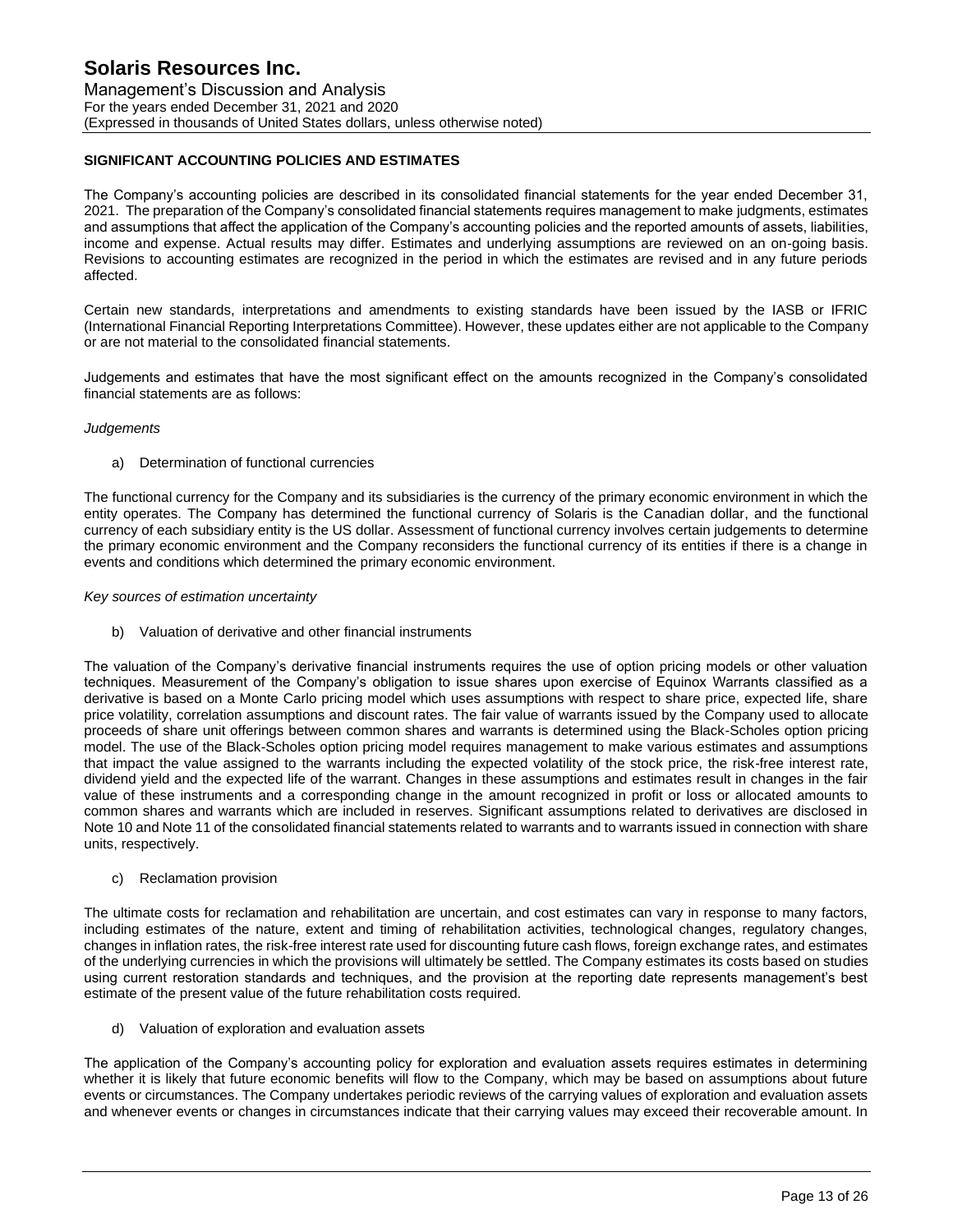## SIGNIFICANT ACCOUNTING POLICIES AND ESTIMATES

The Company's accounting policies are described in its consolidated financial statements for the year ended December 31, 2021. The preparation of the Company's consolidated financial statements requires management to make judgments, estimates and assumptions that affect the application of the Company's accounting policies and the reported amounts of assets, liabilities, income and expense. Actual results may differ. Estimates and underlying assumptions are reviewed on an on-going basis. Revisions to accounting estimates are recognized in the period in which the estimates are revised and in any future periods affected.

Certain new standards, interpretations and amendments to existing standards have been issued by the IASB or IFRIC (International Financial Reporting Interpretations Committee). However, these updates either are not applicable to the Company or are not material to the consolidated financial statements.

Judgements and estimates that have the most significant effect on the amounts recognized in the Company's consolidated financial statements are as follows:

*Judgements*

a) Determination of functional currencies

The functional currency for the Company and its subsidiaries is the currency of the primary economic environment in which the entity operates. The Company has determined the functional currency of Solaris is the Canadian dollar, and the functional currency of each subsidiary entity is the US dollar. Assessment of functional currency involves certain judgements to determine the primary economic environment and the Company reconsiders the functional currency of its entities if there is a change in events and conditions which determined the primary economic environment.

*Key sources of estimation uncertainty*

b) Valuation of derivative and other financial instruments

The valuation of the Company's derivative financial instruments requires the use of option pricing models or other valuation techniques. Measurement of the Company's obligation to issue shares upon exercise of Equinox Warrants classified as a derivative is based on a Monte Carlo pricing model which uses assumptions with respect to share price, expected life, share price volatility, correlation assumptions and discount rates. The fair value of warrants issued by the Company used to allocate proceeds of share unit offerings between common shares and warrants is determined using the Black-Scholes option pricing model. The use of the Black-Scholes option pricing model requires management to make various estimates and assumptions that impact the value assigned to the warrants including the expected volatility of the stock price, the risk-free interest rate, dividend yield and the expected life of the warrant. Changes in these assumptions and estimates result in changes in the fair value of these instruments and a corresponding change in the amount recognized in profit or loss or allocated amounts to common shares and warrants which are included in reserves. Significant assumptions related to derivatives are disclosed in Note 10 and Note 11 of the consolidated financial statements related to warrants and to warrants issued in connection with share units, respectively.

c) Reclamation provision

The ultimate costs for reclamation and rehabilitation are uncertain, and cost estimates can vary in response to many factors, including estimates of the nature, extent and timing of rehabilitation activities, technological changes, regulatory changes, changes in inflation rates, the risk-free interest rate used for discounting future cash flows, foreign exchange rates, and estimates of the underlying currencies in which the provisions will ultimately be settled. The Company estimates its costs based on studies using current restoration standards and techniques, and the provision at the reporting date represents management's best estimate of the present value of the future rehabilitation costs required.

d) Valuation of exploration and evaluation assets

The application of the Company's accounting policy for exploration and evaluation assets requires estimates in determining whether it is likely that future economic benefits will flow to the Company, which may be based on assumptions about future events or circumstances. The Company undertakes periodic reviews of the carrying values of exploration and evaluation assets and whenever events or changes in circumstances indicate that their carrying values may exceed their recoverable amount. In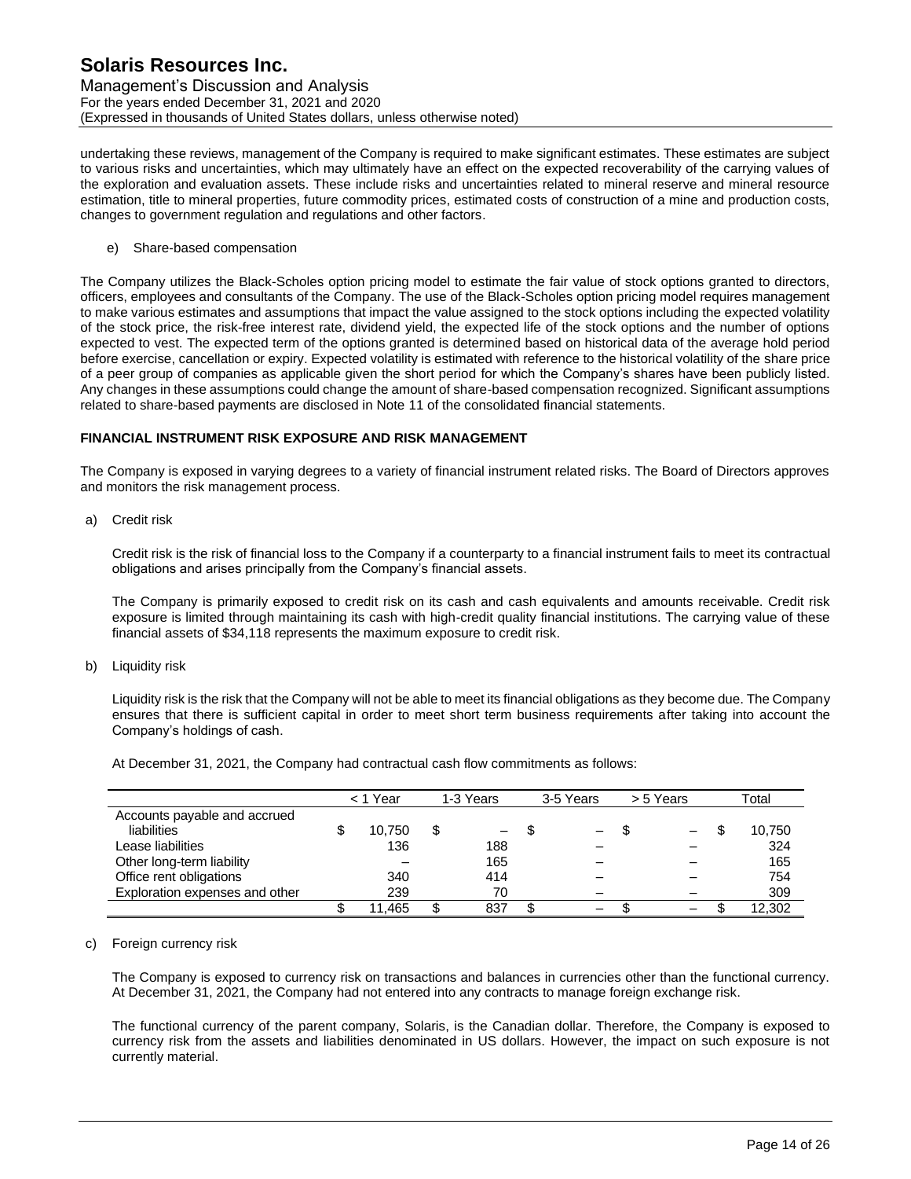undertaking these reviews, management of the Company is required to make significant estimates. These estimates are subject to various risks and uncertainties, which may ultimately have an effect on the expected recoverability of the carrying values of the exploration and evaluation assets. These include risks and uncertainties related to mineral reserve and mineral resource estimation, title to mineral properties, future commodity prices, estimated costs of construction of a mine and production costs, changes to government regulation and regulations and other factors.

e) Share-based compensation

The Company utilizes the Black-Scholes option pricing model to estimate the fair value of stock options granted to directors, officers, employees and consultants of the Company. The use of the Black-Scholes option pricing model requires management to make various estimates and assumptions that impact the value assigned to the stock options including the expected volatility of the stock price, the risk-free interest rate, dividend yield, the expected life of the stock options and the number of options expected to vest. The expected term of the options granted is determined based on historical data of the average hold period before exercise, cancellation or expiry. Expected volatility is estimated with reference to the historical volatility of the share price of a peer group of companies as applicable given the short period for which the Company's shares have been publicly listed. Any changes in these assumptions could change the amount of share-based compensation recognized. Significant assumptions related to share-based payments are disclosed in Note 11 of the consolidated financial statements.

**FINANCIAL INSTRUMENT RISK EXPOSURE AND RISK MANAGEMENT**

The Company is exposed in varying degrees to a variety of financial instrument related risks. The Board of Directors approves and monitors the risk management process.

a) Credit risk

Credit risk is the risk of financial loss to the Company if a counterparty to a financial instrument fails to meet its contractual obligations and arises principally from the Company's financial assets.

The Company is primarily exposed to credit risk on its cash and cash equivalents and amounts receivable. Credit risk exposure is limited through maintaining its cash with high-credit quality financial institutions. The carrying value of these financial assets of $34,118 represents the maximum exposure to credit risk.

b) Liquidity risk

Liquidity risk is the risk that the Company will not be able to meet its financial obligations as they become due. The Company ensures that there is sufficient capital in order to meet short term business requirements after taking into account the Company's holdings of cash.

At December 31, 2021, the Company had contractual cash flow commitments as follows:

| | < 1 Year | 1-3 Years | 3-5 Years | > 5 Years | Total |
|---|---|---|---|---|---|
| Accounts payable and accrued liabilities | $ 10,750 | $ – | $ – | $ – | $ 10,750 |
| Lease liabilities | 136 | 188 | – | – | 324 |
| Other long-term liability | – | 165 | – | – | 165 |
| Office rent obligations | 340 | 414 | – | – | 754 |
| Exploration expenses and other | 239 | 70 | – | – | 309 |
| | $ 11,465 | $ 837 | $ – | $ – | $ 12,302 |

c) Foreign currency risk

The Company is exposed to currency risk on transactions and balances in currencies other than the functional currency. At December 31, 2021, the Company had not entered into any contracts to manage foreign exchange risk.

The functional currency of the parent company, Solaris, is the Canadian dollar. Therefore, the Company is exposed to currency risk from the assets and liabilities denominated in US dollars. However, the impact on such exposure is not currently material.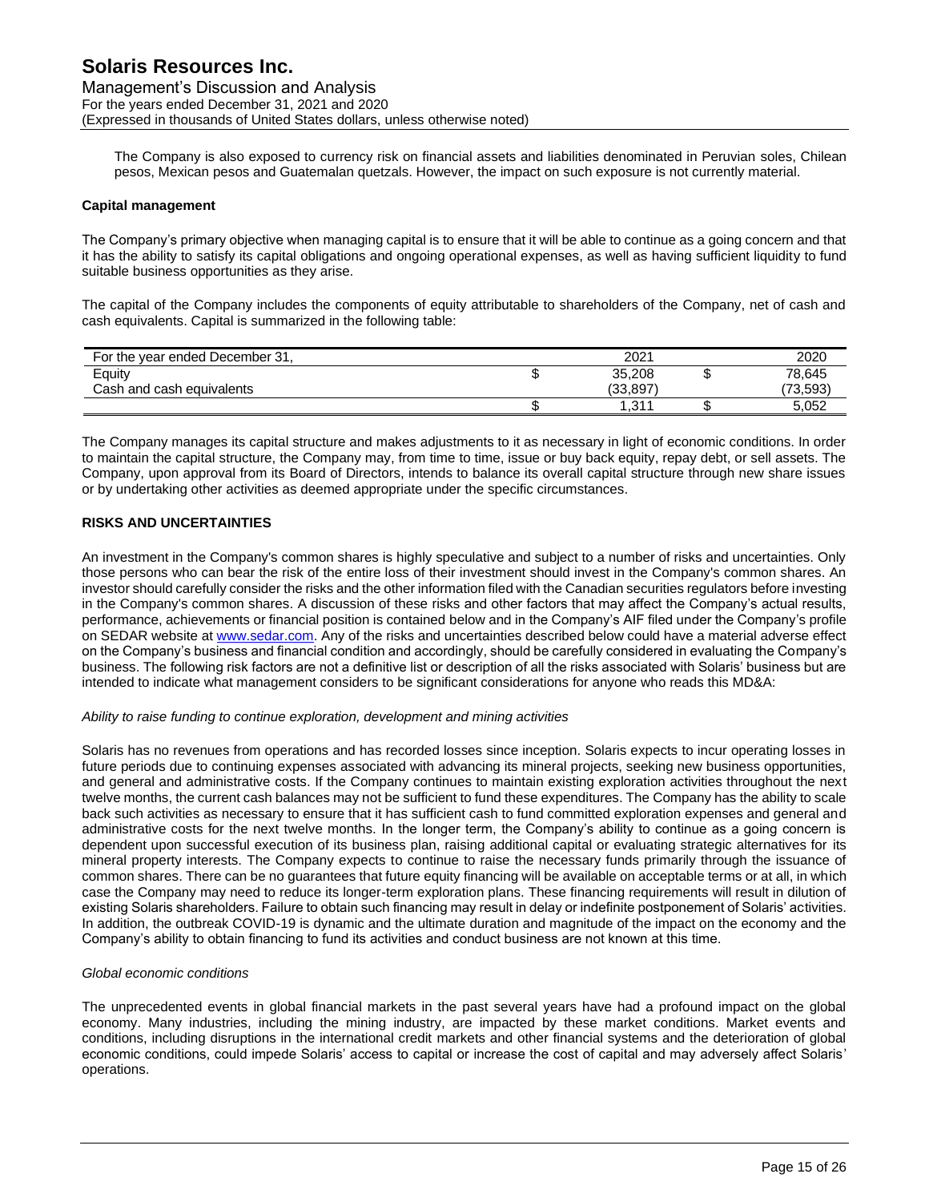The Company is also exposed to currency risk on financial assets and liabilities denominated in Peruvian soles, Chilean pesos, Mexican pesos and Guatemalan quetzals. However, the impact on such exposure is not currently material.

**Capital management**

The Company's primary objective when managing capital is to ensure that it will be able to continue as a going concern and that it has the ability to satisfy its capital obligations and ongoing operational expenses, as well as having sufficient liquidity to fund suitable business opportunities as they arise.

The capital of the Company includes the components of equity attributable to shareholders of the Company, net of cash and cash equivalents. Capital is summarized in the following table:

| For the year ended December 31, | | 2021 | | 2020 |
|---|---|---|---|---|
| Equity | $ | 35,208 | $ | 78,645 |
| Cash and cash equivalents | | (33,897) | | (73,593) |
| | $ | 1,311 | $ | 5,052 |

The Company manages its capital structure and makes adjustments to it as necessary in light of economic conditions. In order to maintain the capital structure, the Company may, from time to time, issue or buy back equity, repay debt, or sell assets. The Company, upon approval from its Board of Directors, intends to balance its overall capital structure through new share issues or by undertaking other activities as deemed appropriate under the specific circumstances.

## RISKS AND UNCERTAINTIES

An investment in the Company's common shares is highly speculative and subject to a number of risks and uncertainties. Only those persons who can bear the risk of the entire loss of their investment should invest in the Company's common shares. An investor should carefully consider the risks and the other information filed with the Canadian securities regulators before investing in the Company's common shares. A discussion of these risks and other factors that may affect the Company's actual results, performance, achievements or financial position is contained below and in the Company's AIF filed under the Company's profile on SEDAR website at www.sedar.com. Any of the risks and uncertainties described below could have a material adverse effect on the Company's business and financial condition and accordingly, should be carefully considered in evaluating the Company's business. The following risk factors are not a definitive list or description of all the risks associated with Solaris' business but are intended to indicate what management considers to be significant considerations for anyone who reads this MD&A:

*Ability to raise funding to continue exploration, development and mining activities*

Solaris has no revenues from operations and has recorded losses since inception. Solaris expects to incur operating losses in future periods due to continuing expenses associated with advancing its mineral projects, seeking new business opportunities, and general and administrative costs. If the Company continues to maintain existing exploration activities throughout the next twelve months, the current cash balances may not be sufficient to fund these expenditures. The Company has the ability to scale back such activities as necessary to ensure that it has sufficient cash to fund committed exploration expenses and general and administrative costs for the next twelve months. In the longer term, the Company's ability to continue as a going concern is dependent upon successful execution of its business plan, raising additional capital or evaluating strategic alternatives for its mineral property interests. The Company expects to continue to raise the necessary funds primarily through the issuance of common shares. There can be no guarantees that future equity financing will be available on acceptable terms or at all, in which case the Company may need to reduce its longer-term exploration plans. These financing requirements will result in dilution of existing Solaris shareholders. Failure to obtain such financing may result in delay or indefinite postponement of Solaris' activities. In addition, the outbreak COVID-19 is dynamic and the ultimate duration and magnitude of the impact on the economy and the Company's ability to obtain financing to fund its activities and conduct business are not known at this time.

*Global economic conditions*

The unprecedented events in global financial markets in the past several years have had a profound impact on the global economy. Many industries, including the mining industry, are impacted by these market conditions. Market events and conditions, including disruptions in the international credit markets and other financial systems and the deterioration of global economic conditions, could impede Solaris' access to capital or increase the cost of capital and may adversely affect Solaris' operations.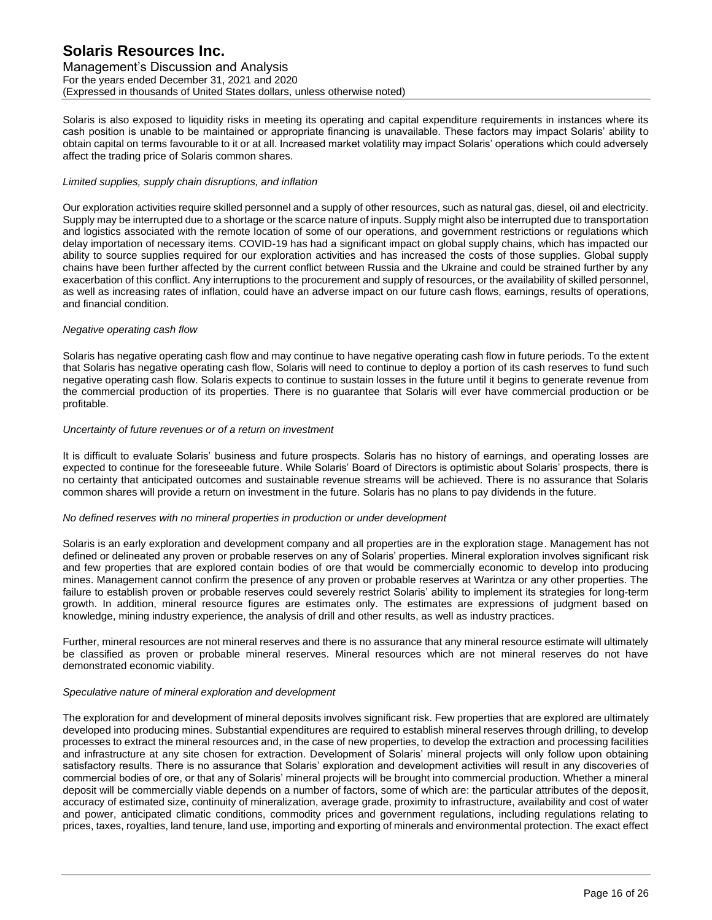Solaris is also exposed to liquidity risks in meeting its operating and capital expenditure requirements in instances where its cash position is unable to be maintained or appropriate financing is unavailable. These factors may impact Solaris' ability to obtain capital on terms favourable to it or at all. Increased market volatility may impact Solaris' operations which could adversely affect the trading price of Solaris common shares.

*Limited supplies, supply chain disruptions, and inflation*

Our exploration activities require skilled personnel and a supply of other resources, such as natural gas, diesel, oil and electricity. Supply may be interrupted due to a shortage or the scarce nature of inputs. Supply might also be interrupted due to transportation and logistics associated with the remote location of some of our operations, and government restrictions or regulations which delay importation of necessary items. COVID-19 has had a significant impact on global supply chains, which has impacted our ability to source supplies required for our exploration activities and has increased the costs of those supplies. Global supply chains have been further affected by the current conflict between Russia and the Ukraine and could be strained further by any exacerbation of this conflict. Any interruptions to the procurement and supply of resources, or the availability of skilled personnel, as well as increasing rates of inflation, could have an adverse impact on our future cash flows, earnings, results of operations, and financial condition.

*Negative operating cash flow*

Solaris has negative operating cash flow and may continue to have negative operating cash flow in future periods. To the extent that Solaris has negative operating cash flow, Solaris will need to continue to deploy a portion of its cash reserves to fund such negative operating cash flow. Solaris expects to continue to sustain losses in the future until it begins to generate revenue from the commercial production of its properties. There is no guarantee that Solaris will ever have commercial production or be profitable.

*Uncertainty of future revenues or of a return on investment*

It is difficult to evaluate Solaris' business and future prospects. Solaris has no history of earnings, and operating losses are expected to continue for the foreseeable future. While Solaris' Board of Directors is optimistic about Solaris' prospects, there is no certainty that anticipated outcomes and sustainable revenue streams will be achieved. There is no assurance that Solaris common shares will provide a return on investment in the future. Solaris has no plans to pay dividends in the future.

*No defined reserves with no mineral properties in production or under development*

Solaris is an early exploration and development company and all properties are in the exploration stage. Management has not defined or delineated any proven or probable reserves on any of Solaris' properties. Mineral exploration involves significant risk and few properties that are explored contain bodies of ore that would be commercially economic to develop into producing mines. Management cannot confirm the presence of any proven or probable reserves at Warintza or any other properties. The failure to establish proven or probable reserves could severely restrict Solaris' ability to implement its strategies for long-term growth. In addition, mineral resource figures are estimates only. The estimates are expressions of judgment based on knowledge, mining industry experience, the analysis of drill and other results, as well as industry practices.

Further, mineral resources are not mineral reserves and there is no assurance that any mineral resource estimate will ultimately be classified as proven or probable mineral reserves. Mineral resources which are not mineral reserves do not have demonstrated economic viability.

*Speculative nature of mineral exploration and development*

The exploration for and development of mineral deposits involves significant risk. Few properties that are explored are ultimately developed into producing mines. Substantial expenditures are required to establish mineral reserves through drilling, to develop processes to extract the mineral resources and, in the case of new properties, to develop the extraction and processing facilities and infrastructure at any site chosen for extraction. Development of Solaris' mineral projects will only follow upon obtaining satisfactory results. There is no assurance that Solaris' exploration and development activities will result in any discoveries of commercial bodies of ore, or that any of Solaris' mineral projects will be brought into commercial production. Whether a mineral deposit will be commercially viable depends on a number of factors, some of which are: the particular attributes of the deposit, accuracy of estimated size, continuity of mineralization, average grade, proximity to infrastructure, availability and cost of water and power, anticipated climatic conditions, commodity prices and government regulations, including regulations relating to prices, taxes, royalties, land tenure, land use, importing and exporting of minerals and environmental protection. The exact effect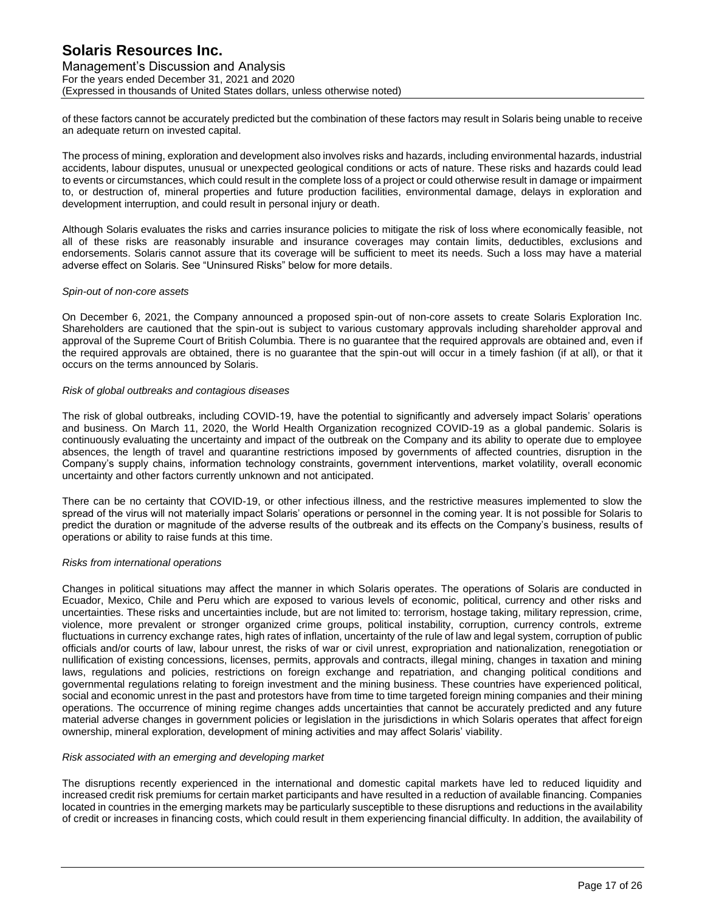of these factors cannot be accurately predicted but the combination of these factors may result in Solaris being unable to receive an adequate return on invested capital.

The process of mining, exploration and development also involves risks and hazards, including environmental hazards, industrial accidents, labour disputes, unusual or unexpected geological conditions or acts of nature. These risks and hazards could lead to events or circumstances, which could result in the complete loss of a project or could otherwise result in damage or impairment to, or destruction of, mineral properties and future production facilities, environmental damage, delays in exploration and development interruption, and could result in personal injury or death.

Although Solaris evaluates the risks and carries insurance policies to mitigate the risk of loss where economically feasible, not all of these risks are reasonably insurable and insurance coverages may contain limits, deductibles, exclusions and endorsements. Solaris cannot assure that its coverage will be sufficient to meet its needs. Such a loss may have a material adverse effect on Solaris. See "Uninsured Risks" below for more details.

*Spin-out of non-core assets*

On December 6, 2021, the Company announced a proposed spin-out of non-core assets to create Solaris Exploration Inc. Shareholders are cautioned that the spin-out is subject to various customary approvals including shareholder approval and approval of the Supreme Court of British Columbia. There is no guarantee that the required approvals are obtained and, even if the required approvals are obtained, there is no guarantee that the spin-out will occur in a timely fashion (if at all), or that it occurs on the terms announced by Solaris.

*Risk of global outbreaks and contagious diseases*

The risk of global outbreaks, including COVID-19, have the potential to significantly and adversely impact Solaris' operations and business. On March 11, 2020, the World Health Organization recognized COVID-19 as a global pandemic. Solaris is continuously evaluating the uncertainty and impact of the outbreak on the Company and its ability to operate due to employee absences, the length of travel and quarantine restrictions imposed by governments of affected countries, disruption in the Company's supply chains, information technology constraints, government interventions, market volatility, overall economic uncertainty and other factors currently unknown and not anticipated.

There can be no certainty that COVID-19, or other infectious illness, and the restrictive measures implemented to slow the spread of the virus will not materially impact Solaris' operations or personnel in the coming year. It is not possible for Solaris to predict the duration or magnitude of the adverse results of the outbreak and its effects on the Company's business, results of operations or ability to raise funds at this time.

*Risks from international operations*

Changes in political situations may affect the manner in which Solaris operates. The operations of Solaris are conducted in Ecuador, Mexico, Chile and Peru which are exposed to various levels of economic, political, currency and other risks and uncertainties. These risks and uncertainties include, but are not limited to: terrorism, hostage taking, military repression, crime, violence, more prevalent or stronger organized crime groups, political instability, corruption, currency controls, extreme fluctuations in currency exchange rates, high rates of inflation, uncertainty of the rule of law and legal system, corruption of public officials and/or courts of law, labour unrest, the risks of war or civil unrest, expropriation and nationalization, renegotiation or nullification of existing concessions, licenses, permits, approvals and contracts, illegal mining, changes in taxation and mining laws, regulations and policies, restrictions on foreign exchange and repatriation, and changing political conditions and governmental regulations relating to foreign investment and the mining business. These countries have experienced political, social and economic unrest in the past and protestors have from time to time targeted foreign mining companies and their mining operations. The occurrence of mining regime changes adds uncertainties that cannot be accurately predicted and any future material adverse changes in government policies or legislation in the jurisdictions in which Solaris operates that affect foreign ownership, mineral exploration, development of mining activities and may affect Solaris' viability.

*Risk associated with an emerging and developing market*

The disruptions recently experienced in the international and domestic capital markets have led to reduced liquidity and increased credit risk premiums for certain market participants and have resulted in a reduction of available financing. Companies located in countries in the emerging markets may be particularly susceptible to these disruptions and reductions in the availability of credit or increases in financing costs, which could result in them experiencing financial difficulty. In addition, the availability of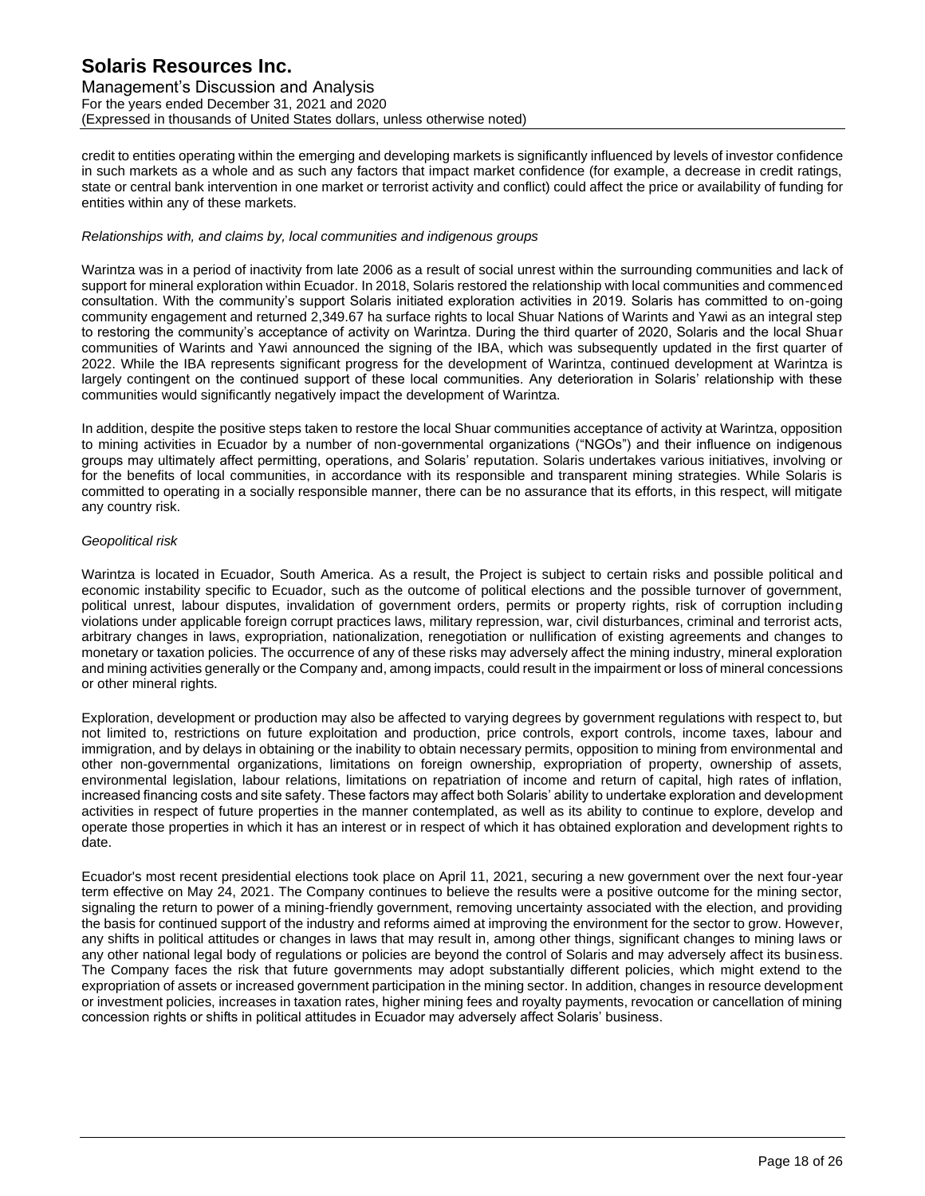credit to entities operating within the emerging and developing markets is significantly influenced by levels of investor confidence in such markets as a whole and as such any factors that impact market confidence (for example, a decrease in credit ratings, state or central bank intervention in one market or terrorist activity and conflict) could affect the price or availability of funding for entities within any of these markets.

*Relationships with, and claims by, local communities and indigenous groups*

Warintza was in a period of inactivity from late 2006 as a result of social unrest within the surrounding communities and lack of support for mineral exploration within Ecuador. In 2018, Solaris restored the relationship with local communities and commenced consultation. With the community's support Solaris initiated exploration activities in 2019. Solaris has committed to on-going community engagement and returned 2,349.67 ha surface rights to local Shuar Nations of Warints and Yawi as an integral step to restoring the community's acceptance of activity on Warintza. During the third quarter of 2020, Solaris and the local Shuar communities of Warints and Yawi announced the signing of the IBA, which was subsequently updated in the first quarter of 2022. While the IBA represents significant progress for the development of Warintza, continued development at Warintza is largely contingent on the continued support of these local communities. Any deterioration in Solaris' relationship with these communities would significantly negatively impact the development of Warintza.

In addition, despite the positive steps taken to restore the local Shuar communities acceptance of activity at Warintza, opposition to mining activities in Ecuador by a number of non-governmental organizations ("NGOs") and their influence on indigenous groups may ultimately affect permitting, operations, and Solaris' reputation. Solaris undertakes various initiatives, involving or for the benefits of local communities, in accordance with its responsible and transparent mining strategies. While Solaris is committed to operating in a socially responsible manner, there can be no assurance that its efforts, in this respect, will mitigate any country risk.

*Geopolitical risk*

Warintza is located in Ecuador, South America. As a result, the Project is subject to certain risks and possible political and economic instability specific to Ecuador, such as the outcome of political elections and the possible turnover of government, political unrest, labour disputes, invalidation of government orders, permits or property rights, risk of corruption including violations under applicable foreign corrupt practices laws, military repression, war, civil disturbances, criminal and terrorist acts, arbitrary changes in laws, expropriation, nationalization, renegotiation or nullification of existing agreements and changes to monetary or taxation policies. The occurrence of any of these risks may adversely affect the mining industry, mineral exploration and mining activities generally or the Company and, among impacts, could result in the impairment or loss of mineral concessions or other mineral rights.

Exploration, development or production may also be affected to varying degrees by government regulations with respect to, but not limited to, restrictions on future exploitation and production, price controls, export controls, income taxes, labour and immigration, and by delays in obtaining or the inability to obtain necessary permits, opposition to mining from environmental and other non-governmental organizations, limitations on foreign ownership, expropriation of property, ownership of assets, environmental legislation, labour relations, limitations on repatriation of income and return of capital, high rates of inflation, increased financing costs and site safety. These factors may affect both Solaris' ability to undertake exploration and development activities in respect of future properties in the manner contemplated, as well as its ability to continue to explore, develop and operate those properties in which it has an interest or in respect of which it has obtained exploration and development rights to date.

Ecuador's most recent presidential elections took place on April 11, 2021, securing a new government over the next four-year term effective on May 24, 2021. The Company continues to believe the results were a positive outcome for the mining sector, signaling the return to power of a mining-friendly government, removing uncertainty associated with the election, and providing the basis for continued support of the industry and reforms aimed at improving the environment for the sector to grow. However, any shifts in political attitudes or changes in laws that may result in, among other things, significant changes to mining laws or any other national legal body of regulations or policies are beyond the control of Solaris and may adversely affect its business. The Company faces the risk that future governments may adopt substantially different policies, which might extend to the expropriation of assets or increased government participation in the mining sector. In addition, changes in resource development or investment policies, increases in taxation rates, higher mining fees and royalty payments, revocation or cancellation of mining concession rights or shifts in political attitudes in Ecuador may adversely affect Solaris' business.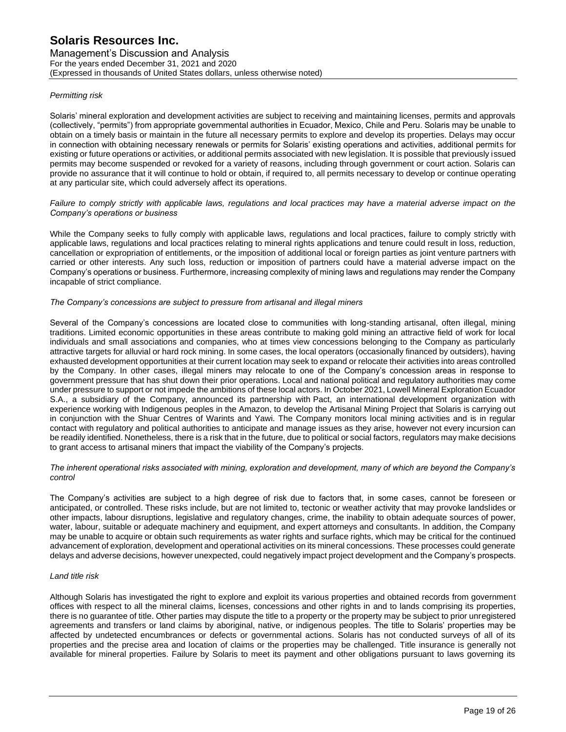*Permitting risk*

Solaris' mineral exploration and development activities are subject to receiving and maintaining licenses, permits and approvals (collectively, "permits") from appropriate governmental authorities in Ecuador, Mexico, Chile and Peru. Solaris may be unable to obtain on a timely basis or maintain in the future all necessary permits to explore and develop its properties. Delays may occur in connection with obtaining necessary renewals or permits for Solaris' existing operations and activities, additional permits for existing or future operations or activities, or additional permits associated with new legislation. It is possible that previously issued permits may become suspended or revoked for a variety of reasons, including through government or court action. Solaris can provide no assurance that it will continue to hold or obtain, if required to, all permits necessary to develop or continue operating at any particular site, which could adversely affect its operations.

*Failure to comply strictly with applicable laws, regulations and local practices may have a material adverse impact on the Company's operations or business*

While the Company seeks to fully comply with applicable laws, regulations and local practices, failure to comply strictly with applicable laws, regulations and local practices relating to mineral rights applications and tenure could result in loss, reduction, cancellation or expropriation of entitlements, or the imposition of additional local or foreign parties as joint venture partners with carried or other interests. Any such loss, reduction or imposition of partners could have a material adverse impact on the Company's operations or business. Furthermore, increasing complexity of mining laws and regulations may render the Company incapable of strict compliance.

*The Company's concessions are subject to pressure from artisanal and illegal miners*

Several of the Company's concessions are located close to communities with long-standing artisanal, often illegal, mining traditions. Limited economic opportunities in these areas contribute to making gold mining an attractive field of work for local individuals and small associations and companies, who at times view concessions belonging to the Company as particularly attractive targets for alluvial or hard rock mining. In some cases, the local operators (occasionally financed by outsiders), having exhausted development opportunities at their current location may seek to expand or relocate their activities into areas controlled by the Company. In other cases, illegal miners may relocate to one of the Company's concession areas in response to government pressure that has shut down their prior operations. Local and national political and regulatory authorities may come under pressure to support or not impede the ambitions of these local actors. In October 2021, Lowell Mineral Exploration Ecuador S.A., a subsidiary of the Company, announced its partnership with Pact, an international development organization with experience working with Indigenous peoples in the Amazon, to develop the Artisanal Mining Project that Solaris is carrying out in conjunction with the Shuar Centres of Warints and Yawi. The Company monitors local mining activities and is in regular contact with regulatory and political authorities to anticipate and manage issues as they arise, however not every incursion can be readily identified. Nonetheless, there is a risk that in the future, due to political or social factors, regulators may make decisions to grant access to artisanal miners that impact the viability of the Company's projects.

*The inherent operational risks associated with mining, exploration and development, many of which are beyond the Company's control*

The Company's activities are subject to a high degree of risk due to factors that, in some cases, cannot be foreseen or anticipated, or controlled. These risks include, but are not limited to, tectonic or weather activity that may provoke landslides or other impacts, labour disruptions, legislative and regulatory changes, crime, the inability to obtain adequate sources of power, water, labour, suitable or adequate machinery and equipment, and expert attorneys and consultants. In addition, the Company may be unable to acquire or obtain such requirements as water rights and surface rights, which may be critical for the continued advancement of exploration, development and operational activities on its mineral concessions. These processes could generate delays and adverse decisions, however unexpected, could negatively impact project development and the Company's prospects.

*Land title risk*

Although Solaris has investigated the right to explore and exploit its various properties and obtained records from government offices with respect to all the mineral claims, licenses, concessions and other rights in and to lands comprising its properties, there is no guarantee of title. Other parties may dispute the title to a property or the property may be subject to prior unregistered agreements and transfers or land claims by aboriginal, native, or indigenous peoples. The title to Solaris' properties may be affected by undetected encumbrances or defects or governmental actions. Solaris has not conducted surveys of all of its properties and the precise area and location of claims or the properties may be challenged. Title insurance is generally not available for mineral properties. Failure by Solaris to meet its payment and other obligations pursuant to laws governing its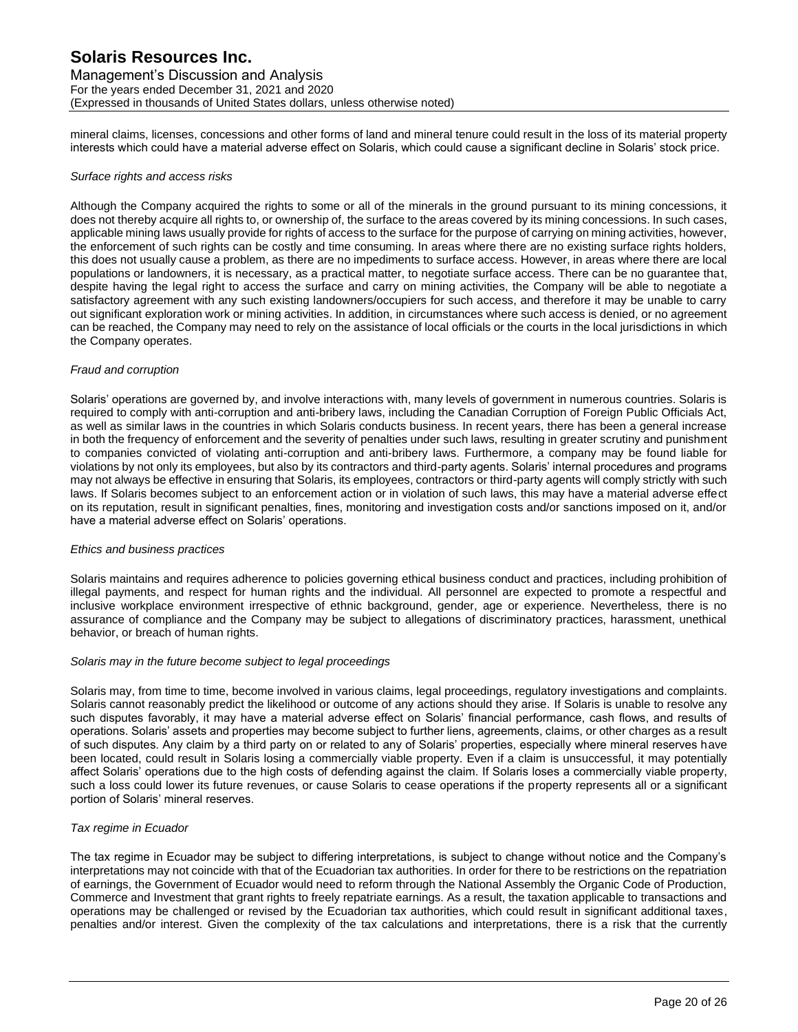mineral claims, licenses, concessions and other forms of land and mineral tenure could result in the loss of its material property interests which could have a material adverse effect on Solaris, which could cause a significant decline in Solaris' stock price.

*Surface rights and access risks*

Although the Company acquired the rights to some or all of the minerals in the ground pursuant to its mining concessions, it does not thereby acquire all rights to, or ownership of, the surface to the areas covered by its mining concessions. In such cases, applicable mining laws usually provide for rights of access to the surface for the purpose of carrying on mining activities, however, the enforcement of such rights can be costly and time consuming. In areas where there are no existing surface rights holders, this does not usually cause a problem, as there are no impediments to surface access. However, in areas where there are local populations or landowners, it is necessary, as a practical matter, to negotiate surface access. There can be no guarantee that, despite having the legal right to access the surface and carry on mining activities, the Company will be able to negotiate a satisfactory agreement with any such existing landowners/occupiers for such access, and therefore it may be unable to carry out significant exploration work or mining activities. In addition, in circumstances where such access is denied, or no agreement can be reached, the Company may need to rely on the assistance of local officials or the courts in the local jurisdictions in which the Company operates.

*Fraud and corruption*

Solaris' operations are governed by, and involve interactions with, many levels of government in numerous countries. Solaris is required to comply with anti-corruption and anti-bribery laws, including the Canadian Corruption of Foreign Public Officials Act, as well as similar laws in the countries in which Solaris conducts business. In recent years, there has been a general increase in both the frequency of enforcement and the severity of penalties under such laws, resulting in greater scrutiny and punishment to companies convicted of violating anti-corruption and anti-bribery laws. Furthermore, a company may be found liable for violations by not only its employees, but also by its contractors and third-party agents. Solaris' internal procedures and programs may not always be effective in ensuring that Solaris, its employees, contractors or third-party agents will comply strictly with such laws. If Solaris becomes subject to an enforcement action or in violation of such laws, this may have a material adverse effect on its reputation, result in significant penalties, fines, monitoring and investigation costs and/or sanctions imposed on it, and/or have a material adverse effect on Solaris' operations.

*Ethics and business practices*

Solaris maintains and requires adherence to policies governing ethical business conduct and practices, including prohibition of illegal payments, and respect for human rights and the individual. All personnel are expected to promote a respectful and inclusive workplace environment irrespective of ethnic background, gender, age or experience. Nevertheless, there is no assurance of compliance and the Company may be subject to allegations of discriminatory practices, harassment, unethical behavior, or breach of human rights.

*Solaris may in the future become subject to legal proceedings*

Solaris may, from time to time, become involved in various claims, legal proceedings, regulatory investigations and complaints. Solaris cannot reasonably predict the likelihood or outcome of any actions should they arise. If Solaris is unable to resolve any such disputes favorably, it may have a material adverse effect on Solaris' financial performance, cash flows, and results of operations. Solaris' assets and properties may become subject to further liens, agreements, claims, or other charges as a result of such disputes. Any claim by a third party on or related to any of Solaris' properties, especially where mineral reserves have been located, could result in Solaris losing a commercially viable property. Even if a claim is unsuccessful, it may potentially affect Solaris' operations due to the high costs of defending against the claim. If Solaris loses a commercially viable property, such a loss could lower its future revenues, or cause Solaris to cease operations if the property represents all or a significant portion of Solaris' mineral reserves.

*Tax regime in Ecuador*

The tax regime in Ecuador may be subject to differing interpretations, is subject to change without notice and the Company's interpretations may not coincide with that of the Ecuadorian tax authorities. In order for there to be restrictions on the repatriation of earnings, the Government of Ecuador would need to reform through the National Assembly the Organic Code of Production, Commerce and Investment that grant rights to freely repatriate earnings. As a result, the taxation applicable to transactions and operations may be challenged or revised by the Ecuadorian tax authorities, which could result in significant additional taxes, penalties and/or interest. Given the complexity of the tax calculations and interpretations, there is a risk that the currently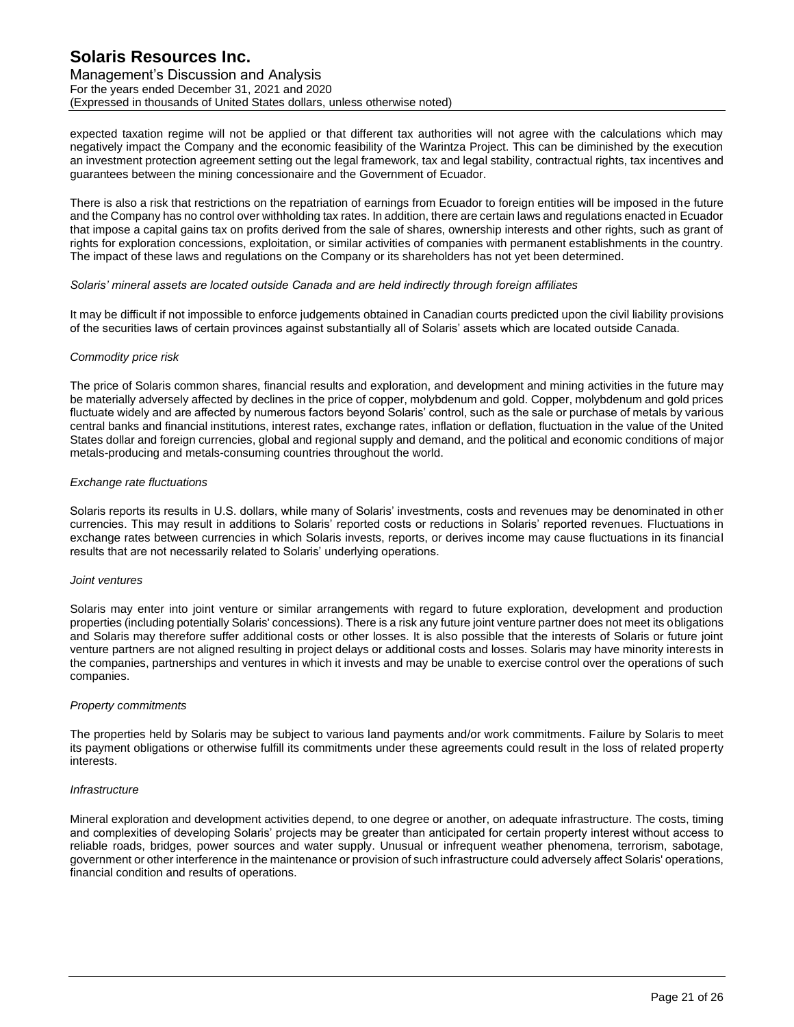expected taxation regime will not be applied or that different tax authorities will not agree with the calculations which may negatively impact the Company and the economic feasibility of the Warintza Project. This can be diminished by the execution an investment protection agreement setting out the legal framework, tax and legal stability, contractual rights, tax incentives and guarantees between the mining concessionaire and the Government of Ecuador.

There is also a risk that restrictions on the repatriation of earnings from Ecuador to foreign entities will be imposed in the future and the Company has no control over withholding tax rates. In addition, there are certain laws and regulations enacted in Ecuador that impose a capital gains tax on profits derived from the sale of shares, ownership interests and other rights, such as grant of rights for exploration concessions, exploitation, or similar activities of companies with permanent establishments in the country. The impact of these laws and regulations on the Company or its shareholders has not yet been determined.

*Solaris' mineral assets are located outside Canada and are held indirectly through foreign affiliates*

It may be difficult if not impossible to enforce judgements obtained in Canadian courts predicted upon the civil liability provisions of the securities laws of certain provinces against substantially all of Solaris' assets which are located outside Canada.

*Commodity price risk*

The price of Solaris common shares, financial results and exploration, and development and mining activities in the future may be materially adversely affected by declines in the price of copper, molybdenum and gold. Copper, molybdenum and gold prices fluctuate widely and are affected by numerous factors beyond Solaris' control, such as the sale or purchase of metals by various central banks and financial institutions, interest rates, exchange rates, inflation or deflation, fluctuation in the value of the United States dollar and foreign currencies, global and regional supply and demand, and the political and economic conditions of major metals-producing and metals-consuming countries throughout the world.

*Exchange rate fluctuations*

Solaris reports its results in U.S. dollars, while many of Solaris' investments, costs and revenues may be denominated in other currencies. This may result in additions to Solaris' reported costs or reductions in Solaris' reported revenues. Fluctuations in exchange rates between currencies in which Solaris invests, reports, or derives income may cause fluctuations in its financial results that are not necessarily related to Solaris' underlying operations.

*Joint ventures*

Solaris may enter into joint venture or similar arrangements with regard to future exploration, development and production properties (including potentially Solaris' concessions). There is a risk any future joint venture partner does not meet its obligations and Solaris may therefore suffer additional costs or other losses. It is also possible that the interests of Solaris or future joint venture partners are not aligned resulting in project delays or additional costs and losses. Solaris may have minority interests in the companies, partnerships and ventures in which it invests and may be unable to exercise control over the operations of such companies.

*Property commitments*

The properties held by Solaris may be subject to various land payments and/or work commitments. Failure by Solaris to meet its payment obligations or otherwise fulfill its commitments under these agreements could result in the loss of related property interests.

*Infrastructure*

Mineral exploration and development activities depend, to one degree or another, on adequate infrastructure. The costs, timing and complexities of developing Solaris' projects may be greater than anticipated for certain property interest without access to reliable roads, bridges, power sources and water supply. Unusual or infrequent weather phenomena, terrorism, sabotage, government or other interference in the maintenance or provision of such infrastructure could adversely affect Solaris' operations, financial condition and results of operations.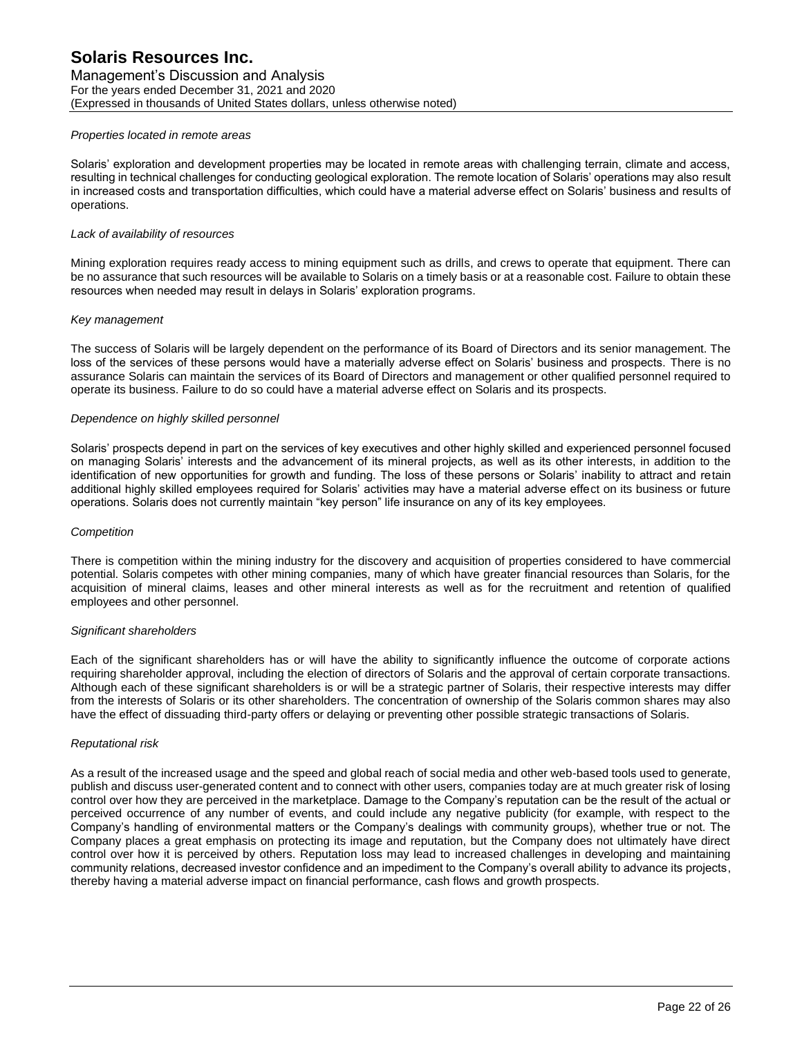*Properties located in remote areas*

Solaris' exploration and development properties may be located in remote areas with challenging terrain, climate and access, resulting in technical challenges for conducting geological exploration. The remote location of Solaris' operations may also result in increased costs and transportation difficulties, which could have a material adverse effect on Solaris' business and results of operations.

*Lack of availability of resources*

Mining exploration requires ready access to mining equipment such as drills, and crews to operate that equipment. There can be no assurance that such resources will be available to Solaris on a timely basis or at a reasonable cost. Failure to obtain these resources when needed may result in delays in Solaris' exploration programs.

*Key management*

The success of Solaris will be largely dependent on the performance of its Board of Directors and its senior management. The loss of the services of these persons would have a materially adverse effect on Solaris' business and prospects. There is no assurance Solaris can maintain the services of its Board of Directors and management or other qualified personnel required to operate its business. Failure to do so could have a material adverse effect on Solaris and its prospects.

*Dependence on highly skilled personnel*

Solaris' prospects depend in part on the services of key executives and other highly skilled and experienced personnel focused on managing Solaris' interests and the advancement of its mineral projects, as well as its other interests, in addition to the identification of new opportunities for growth and funding. The loss of these persons or Solaris' inability to attract and retain additional highly skilled employees required for Solaris' activities may have a material adverse effect on its business or future operations. Solaris does not currently maintain "key person" life insurance on any of its key employees.

*Competition*

There is competition within the mining industry for the discovery and acquisition of properties considered to have commercial potential. Solaris competes with other mining companies, many of which have greater financial resources than Solaris, for the acquisition of mineral claims, leases and other mineral interests as well as for the recruitment and retention of qualified employees and other personnel.

*Significant shareholders*

Each of the significant shareholders has or will have the ability to significantly influence the outcome of corporate actions requiring shareholder approval, including the election of directors of Solaris and the approval of certain corporate transactions. Although each of these significant shareholders is or will be a strategic partner of Solaris, their respective interests may differ from the interests of Solaris or its other shareholders. The concentration of ownership of the Solaris common shares may also have the effect of dissuading third-party offers or delaying or preventing other possible strategic transactions of Solaris.

*Reputational risk*

As a result of the increased usage and the speed and global reach of social media and other web-based tools used to generate, publish and discuss user-generated content and to connect with other users, companies today are at much greater risk of losing control over how they are perceived in the marketplace. Damage to the Company's reputation can be the result of the actual or perceived occurrence of any number of events, and could include any negative publicity (for example, with respect to the Company's handling of environmental matters or the Company's dealings with community groups), whether true or not. The Company places a great emphasis on protecting its image and reputation, but the Company does not ultimately have direct control over how it is perceived by others. Reputation loss may lead to increased challenges in developing and maintaining community relations, decreased investor confidence and an impediment to the Company's overall ability to advance its projects, thereby having a material adverse impact on financial performance, cash flows and growth prospects.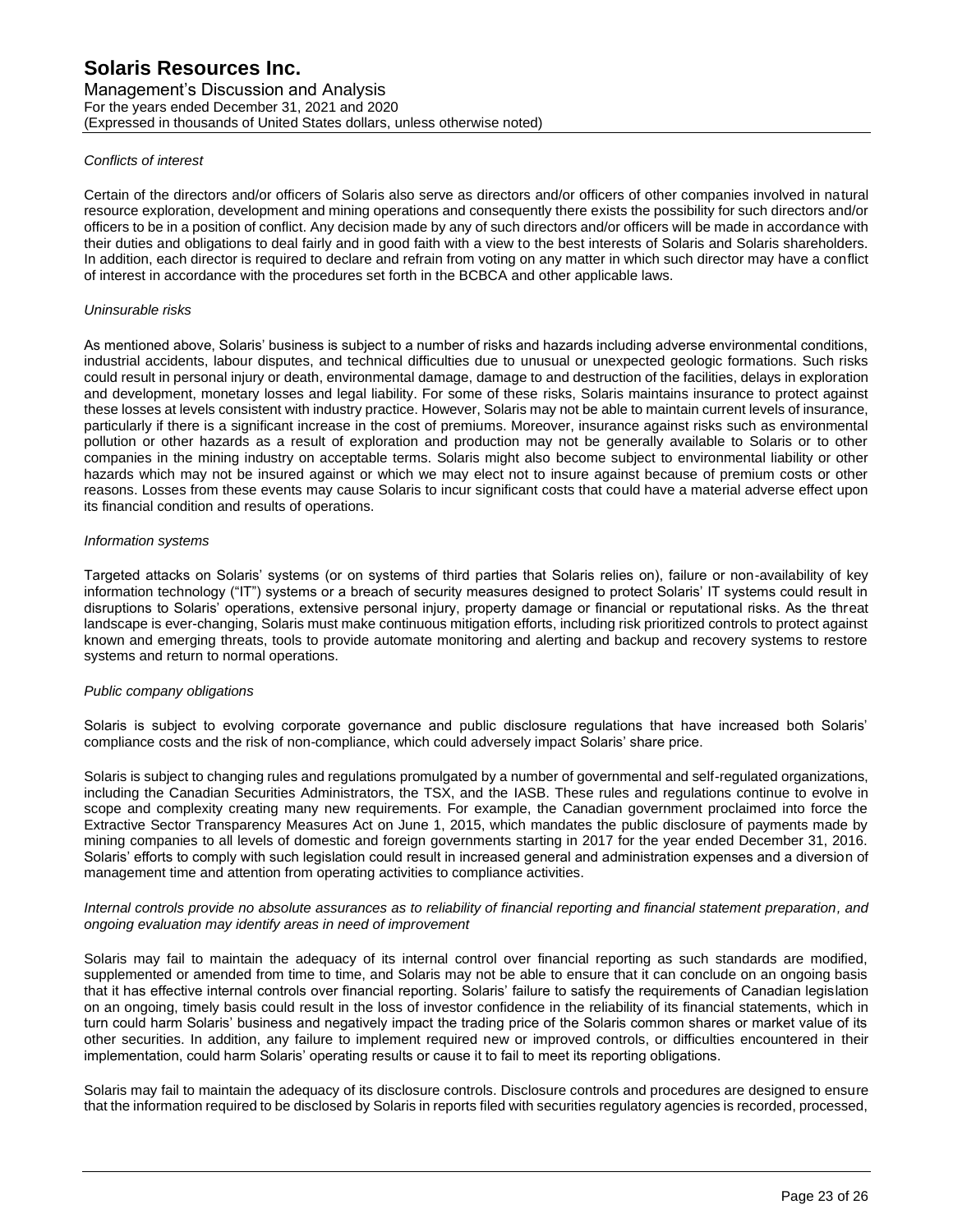*Conflicts of interest*

Certain of the directors and/or officers of Solaris also serve as directors and/or officers of other companies involved in natural resource exploration, development and mining operations and consequently there exists the possibility for such directors and/or officers to be in a position of conflict. Any decision made by any of such directors and/or officers will be made in accordance with their duties and obligations to deal fairly and in good faith with a view to the best interests of Solaris and Solaris shareholders. In addition, each director is required to declare and refrain from voting on any matter in which such director may have a conflict of interest in accordance with the procedures set forth in the BCBCA and other applicable laws.

*Uninsurable risks*

As mentioned above, Solaris' business is subject to a number of risks and hazards including adverse environmental conditions, industrial accidents, labour disputes, and technical difficulties due to unusual or unexpected geologic formations. Such risks could result in personal injury or death, environmental damage, damage to and destruction of the facilities, delays in exploration and development, monetary losses and legal liability. For some of these risks, Solaris maintains insurance to protect against these losses at levels consistent with industry practice. However, Solaris may not be able to maintain current levels of insurance, particularly if there is a significant increase in the cost of premiums. Moreover, insurance against risks such as environmental pollution or other hazards as a result of exploration and production may not be generally available to Solaris or to other companies in the mining industry on acceptable terms. Solaris might also become subject to environmental liability or other hazards which may not be insured against or which we may elect not to insure against because of premium costs or other reasons. Losses from these events may cause Solaris to incur significant costs that could have a material adverse effect upon its financial condition and results of operations.

*Information systems*

Targeted attacks on Solaris' systems (or on systems of third parties that Solaris relies on), failure or non-availability of key information technology ("IT") systems or a breach of security measures designed to protect Solaris' IT systems could result in disruptions to Solaris' operations, extensive personal injury, property damage or financial or reputational risks. As the threat landscape is ever-changing, Solaris must make continuous mitigation efforts, including risk prioritized controls to protect against known and emerging threats, tools to provide automate monitoring and alerting and backup and recovery systems to restore systems and return to normal operations.

*Public company obligations*

Solaris is subject to evolving corporate governance and public disclosure regulations that have increased both Solaris' compliance costs and the risk of non-compliance, which could adversely impact Solaris' share price.

Solaris is subject to changing rules and regulations promulgated by a number of governmental and self-regulated organizations, including the Canadian Securities Administrators, the TSX, and the IASB. These rules and regulations continue to evolve in scope and complexity creating many new requirements. For example, the Canadian government proclaimed into force the Extractive Sector Transparency Measures Act on June 1, 2015, which mandates the public disclosure of payments made by mining companies to all levels of domestic and foreign governments starting in 2017 for the year ended December 31, 2016. Solaris' efforts to comply with such legislation could result in increased general and administration expenses and a diversion of management time and attention from operating activities to compliance activities.

*Internal controls provide no absolute assurances as to reliability of financial reporting and financial statement preparation, and ongoing evaluation may identify areas in need of improvement*

Solaris may fail to maintain the adequacy of its internal control over financial reporting as such standards are modified, supplemented or amended from time to time, and Solaris may not be able to ensure that it can conclude on an ongoing basis that it has effective internal controls over financial reporting. Solaris' failure to satisfy the requirements of Canadian legislation on an ongoing, timely basis could result in the loss of investor confidence in the reliability of its financial statements, which in turn could harm Solaris' business and negatively impact the trading price of the Solaris common shares or market value of its other securities. In addition, any failure to implement required new or improved controls, or difficulties encountered in their implementation, could harm Solaris' operating results or cause it to fail to meet its reporting obligations.

Solaris may fail to maintain the adequacy of its disclosure controls. Disclosure controls and procedures are designed to ensure that the information required to be disclosed by Solaris in reports filed with securities regulatory agencies is recorded, processed,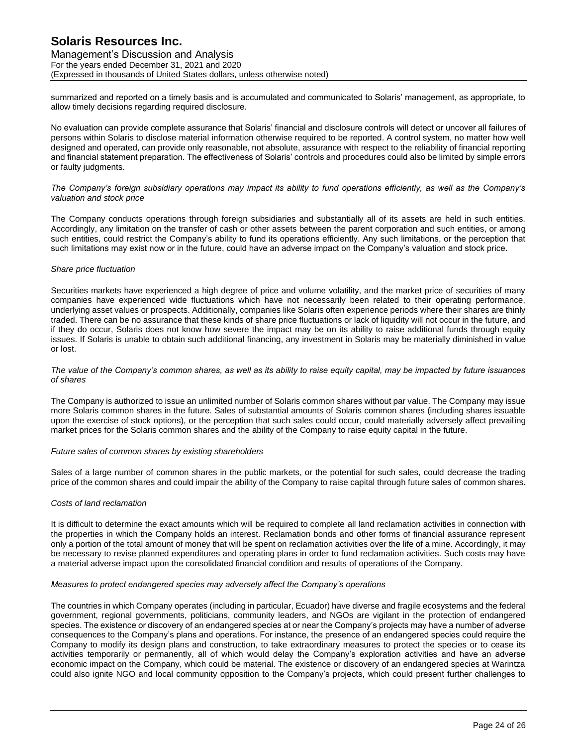summarized and reported on a timely basis and is accumulated and communicated to Solaris' management, as appropriate, to allow timely decisions regarding required disclosure.

No evaluation can provide complete assurance that Solaris' financial and disclosure controls will detect or uncover all failures of persons within Solaris to disclose material information otherwise required to be reported. A control system, no matter how well designed and operated, can provide only reasonable, not absolute, assurance with respect to the reliability of financial reporting and financial statement preparation. The effectiveness of Solaris' controls and procedures could also be limited by simple errors or faulty judgments.

*The Company's foreign subsidiary operations may impact its ability to fund operations efficiently, as well as the Company's valuation and stock price*

The Company conducts operations through foreign subsidiaries and substantially all of its assets are held in such entities. Accordingly, any limitation on the transfer of cash or other assets between the parent corporation and such entities, or among such entities, could restrict the Company's ability to fund its operations efficiently. Any such limitations, or the perception that such limitations may exist now or in the future, could have an adverse impact on the Company's valuation and stock price.

*Share price fluctuation*

Securities markets have experienced a high degree of price and volume volatility, and the market price of securities of many companies have experienced wide fluctuations which have not necessarily been related to their operating performance, underlying asset values or prospects. Additionally, companies like Solaris often experience periods where their shares are thinly traded. There can be no assurance that these kinds of share price fluctuations or lack of liquidity will not occur in the future, and if they do occur, Solaris does not know how severe the impact may be on its ability to raise additional funds through equity issues. If Solaris is unable to obtain such additional financing, any investment in Solaris may be materially diminished in value or lost.

*The value of the Company's common shares, as well as its ability to raise equity capital, may be impacted by future issuances of shares*

The Company is authorized to issue an unlimited number of Solaris common shares without par value. The Company may issue more Solaris common shares in the future. Sales of substantial amounts of Solaris common shares (including shares issuable upon the exercise of stock options), or the perception that such sales could occur, could materially adversely affect prevailing market prices for the Solaris common shares and the ability of the Company to raise equity capital in the future.

*Future sales of common shares by existing shareholders*

Sales of a large number of common shares in the public markets, or the potential for such sales, could decrease the trading price of the common shares and could impair the ability of the Company to raise capital through future sales of common shares.

*Costs of land reclamation*

It is difficult to determine the exact amounts which will be required to complete all land reclamation activities in connection with the properties in which the Company holds an interest. Reclamation bonds and other forms of financial assurance represent only a portion of the total amount of money that will be spent on reclamation activities over the life of a mine. Accordingly, it may be necessary to revise planned expenditures and operating plans in order to fund reclamation activities. Such costs may have a material adverse impact upon the consolidated financial condition and results of operations of the Company.

*Measures to protect endangered species may adversely affect the Company's operations*

The countries in which Company operates (including in particular, Ecuador) have diverse and fragile ecosystems and the federal government, regional governments, politicians, community leaders, and NGOs are vigilant in the protection of endangered species. The existence or discovery of an endangered species at or near the Company's projects may have a number of adverse consequences to the Company's plans and operations. For instance, the presence of an endangered species could require the Company to modify its design plans and construction, to take extraordinary measures to protect the species or to cease its activities temporarily or permanently, all of which would delay the Company's exploration activities and have an adverse economic impact on the Company, which could be material. The existence or discovery of an endangered species at Warintza could also ignite NGO and local community opposition to the Company's projects, which could present further challenges to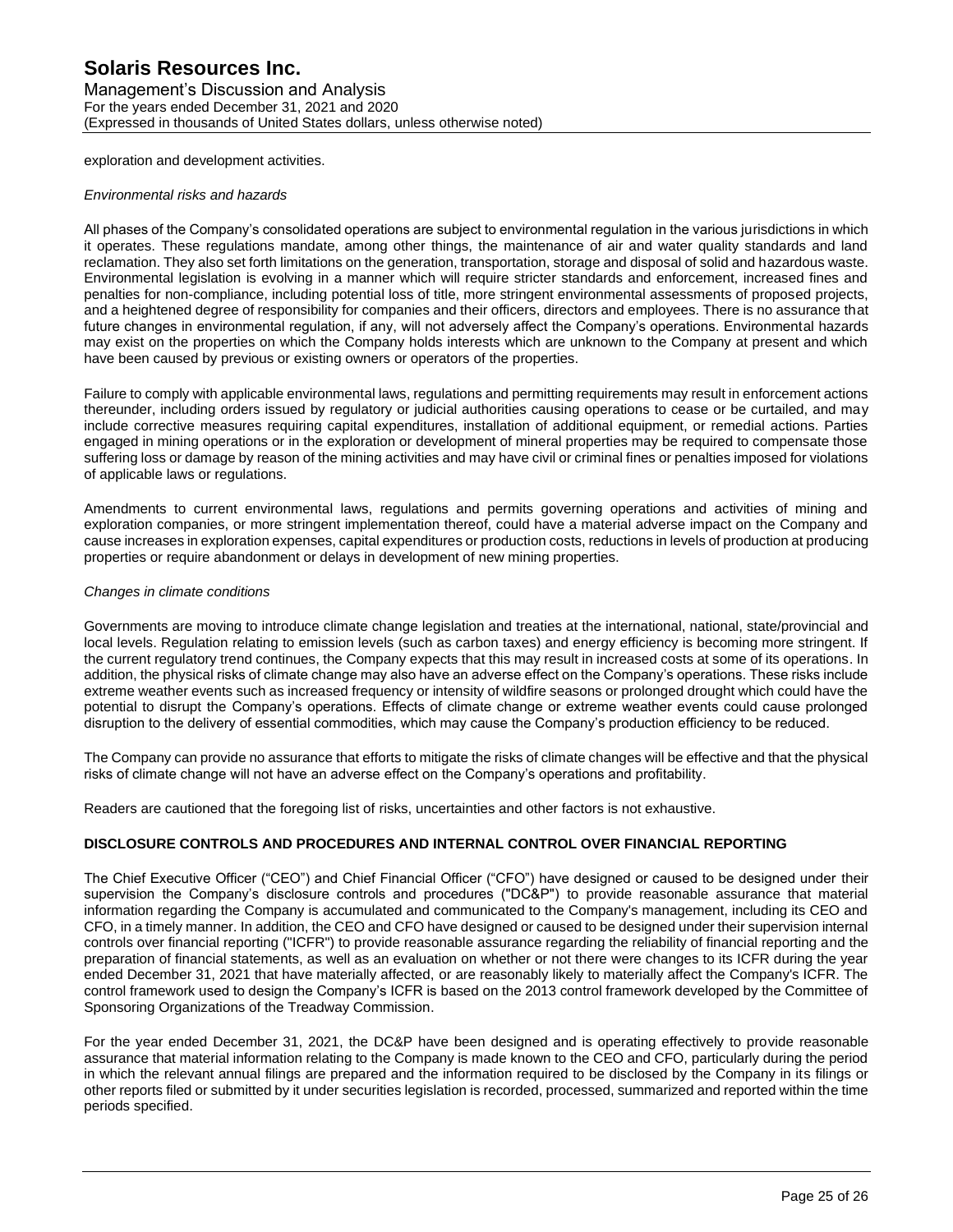exploration and development activities.

*Environmental risks and hazards*

All phases of the Company's consolidated operations are subject to environmental regulation in the various jurisdictions in which it operates. These regulations mandate, among other things, the maintenance of air and water quality standards and land reclamation. They also set forth limitations on the generation, transportation, storage and disposal of solid and hazardous waste. Environmental legislation is evolving in a manner which will require stricter standards and enforcement, increased fines and penalties for non-compliance, including potential loss of title, more stringent environmental assessments of proposed projects, and a heightened degree of responsibility for companies and their officers, directors and employees. There is no assurance that future changes in environmental regulation, if any, will not adversely affect the Company's operations. Environmental hazards may exist on the properties on which the Company holds interests which are unknown to the Company at present and which have been caused by previous or existing owners or operators of the properties.

Failure to comply with applicable environmental laws, regulations and permitting requirements may result in enforcement actions thereunder, including orders issued by regulatory or judicial authorities causing operations to cease or be curtailed, and may include corrective measures requiring capital expenditures, installation of additional equipment, or remedial actions. Parties engaged in mining operations or in the exploration or development of mineral properties may be required to compensate those suffering loss or damage by reason of the mining activities and may have civil or criminal fines or penalties imposed for violations of applicable laws or regulations.

Amendments to current environmental laws, regulations and permits governing operations and activities of mining and exploration companies, or more stringent implementation thereof, could have a material adverse impact on the Company and cause increases in exploration expenses, capital expenditures or production costs, reductions in levels of production at producing properties or require abandonment or delays in development of new mining properties.

*Changes in climate conditions*

Governments are moving to introduce climate change legislation and treaties at the international, national, state/provincial and local levels. Regulation relating to emission levels (such as carbon taxes) and energy efficiency is becoming more stringent. If the current regulatory trend continues, the Company expects that this may result in increased costs at some of its operations. In addition, the physical risks of climate change may also have an adverse effect on the Company's operations. These risks include extreme weather events such as increased frequency or intensity of wildfire seasons or prolonged drought which could have the potential to disrupt the Company's operations. Effects of climate change or extreme weather events could cause prolonged disruption to the delivery of essential commodities, which may cause the Company's production efficiency to be reduced.

The Company can provide no assurance that efforts to mitigate the risks of climate changes will be effective and that the physical risks of climate change will not have an adverse effect on the Company's operations and profitability.

Readers are cautioned that the foregoing list of risks, uncertainties and other factors is not exhaustive.

## DISCLOSURE CONTROLS AND PROCEDURES AND INTERNAL CONTROL OVER FINANCIAL REPORTING

The Chief Executive Officer ("CEO") and Chief Financial Officer ("CFO") have designed or caused to be designed under their supervision the Company's disclosure controls and procedures ("DC&P") to provide reasonable assurance that material information regarding the Company is accumulated and communicated to the Company's management, including its CEO and CFO, in a timely manner. In addition, the CEO and CFO have designed or caused to be designed under their supervision internal controls over financial reporting ("ICFR") to provide reasonable assurance regarding the reliability of financial reporting and the preparation of financial statements, as well as an evaluation on whether or not there were changes to its ICFR during the year ended December 31, 2021 that have materially affected, or are reasonably likely to materially affect the Company's ICFR. The control framework used to design the Company's ICFR is based on the 2013 control framework developed by the Committee of Sponsoring Organizations of the Treadway Commission.

For the year ended December 31, 2021, the DC&P have been designed and is operating effectively to provide reasonable assurance that material information relating to the Company is made known to the CEO and CFO, particularly during the period in which the relevant annual filings are prepared and the information required to be disclosed by the Company in its filings or other reports filed or submitted by it under securities legislation is recorded, processed, summarized and reported within the time periods specified.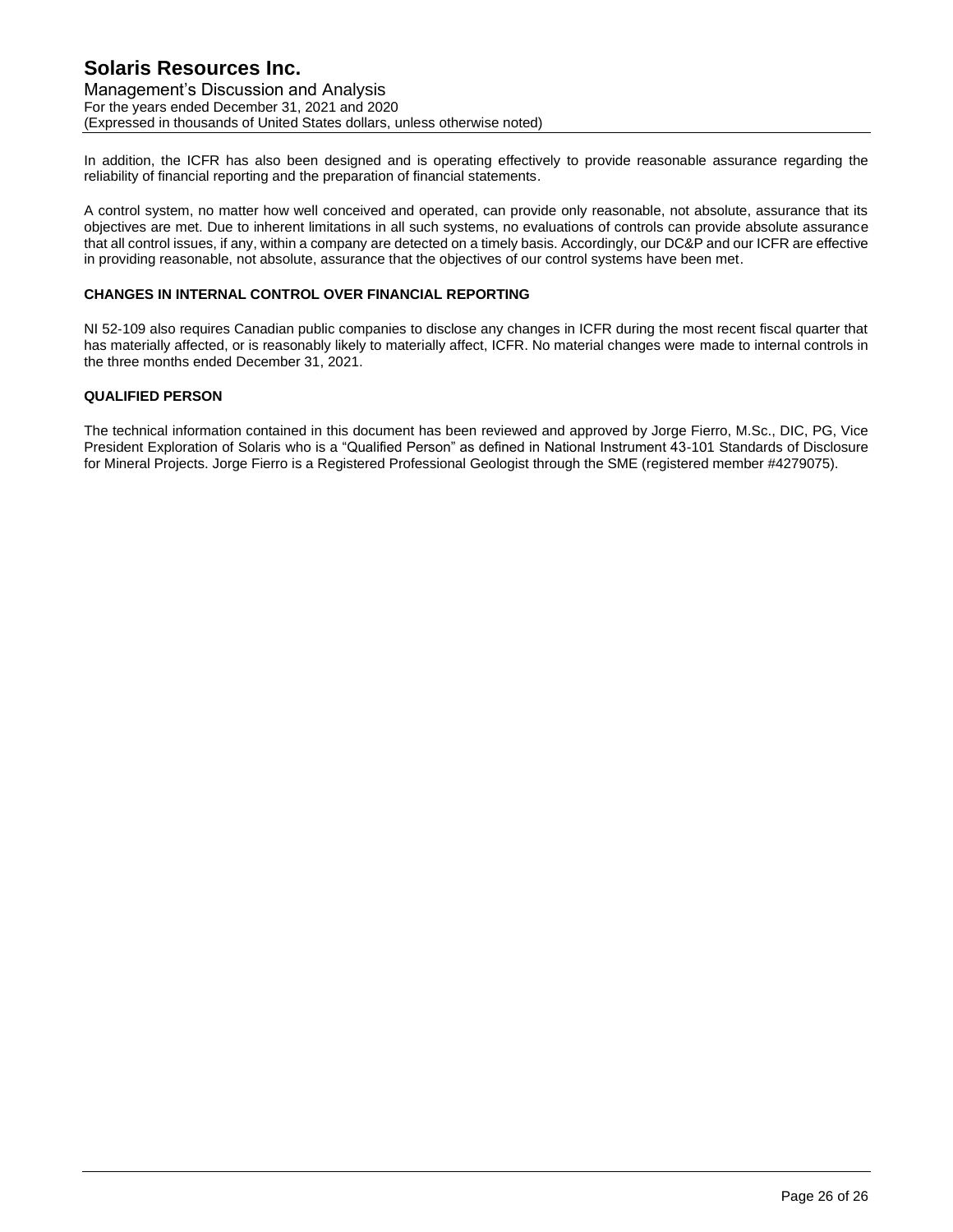In addition, the ICFR has also been designed and is operating effectively to provide reasonable assurance regarding the reliability of financial reporting and the preparation of financial statements.

A control system, no matter how well conceived and operated, can provide only reasonable, not absolute, assurance that its objectives are met. Due to inherent limitations in all such systems, no evaluations of controls can provide absolute assurance that all control issues, if any, within a company are detected on a timely basis. Accordingly, our DC&P and our ICFR are effective in providing reasonable, not absolute, assurance that the objectives of our control systems have been met.

**CHANGES IN INTERNAL CONTROL OVER FINANCIAL REPORTING**

NI 52-109 also requires Canadian public companies to disclose any changes in ICFR during the most recent fiscal quarter that has materially affected, or is reasonably likely to materially affect, ICFR. No material changes were made to internal controls in the three months ended December 31, 2021.

**QUALIFIED PERSON**

The technical information contained in this document has been reviewed and approved by Jorge Fierro, M.Sc., DIC, PG, Vice President Exploration of Solaris who is a "Qualified Person" as defined in National Instrument 43-101 Standards of Disclosure for Mineral Projects. Jorge Fierro is a Registered Professional Geologist through the SME (registered member #4279075).